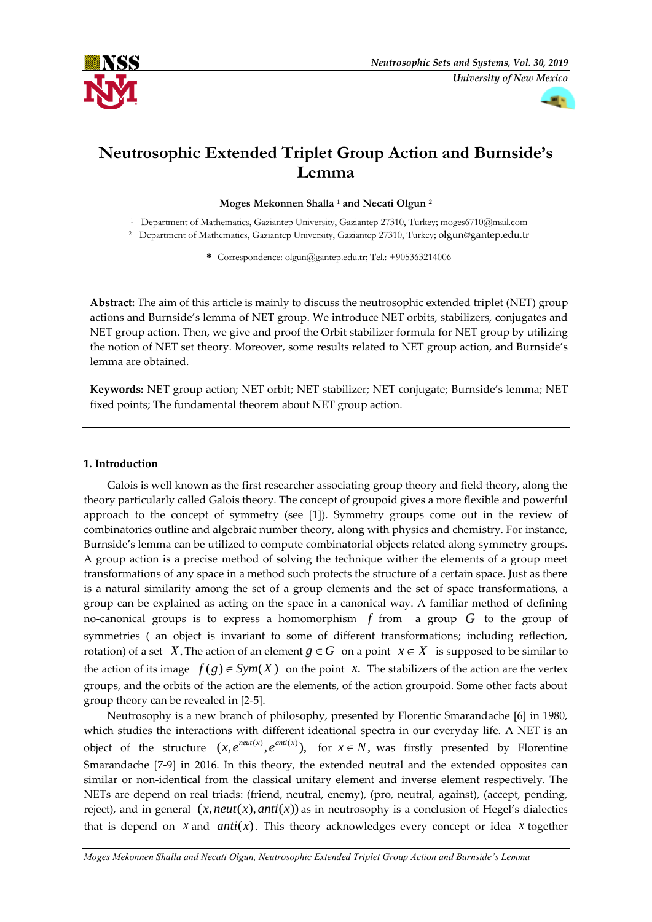# Neutrosophic Extended Triplet Group Action and Burnside's Lemma

**Moges Mekonnen Shalla [1] and Necati Olgun [2]**

[1] Department of Mathematics, Gaziantep University, Gaziantep 27310, Turkey; moges6710@mail.com

[2] Department of Mathematics, Gaziantep University, Gaziantep 27310, Turkey; olgun@gantep.edu.tr

\* Correspondence: olgun@gantep.edu.tr; Tel.: +905363214006

**Abstract:** The aim of this article is mainly to discuss the neutrosophic extended triplet (NET) group actions and Burnside's lemma of NET group. We introduce NET orbits, stabilizers, conjugates and NET group action. Then, we give and proof the Orbit stabilizer formula for NET group by utilizing the notion of NET set theory. Moreover, some results related to NET group action, and Burnside's lemma are obtained.

**Keywords:** NET group action; NET orbit; NET stabilizer; NET conjugate; Burnside's lemma; NET fixed points; The fundamental theorem about NET group action.

## 1. Introduction

Galois is well known as the first researcher associating group theory and field theory, along the theory particularly called Galois theory. The concept of groupoid gives a more flexible and powerful approach to the concept of symmetry (see [1]). Symmetry groups come out in the review of combinatorics outline and algebraic number theory, along with physics and chemistry. For instance, Burnside's lemma can be utilized to compute combinatorial objects related along symmetry groups. A group action is a precise method of solving the technique wither the elements of a group meet transformations of any space in a method such protects the structure of a certain space. Just as there is a natural similarity among the set of a group elements and the set of space transformations, a group can be explained as acting on the space in a canonical way. A familiar method of defining no-canonical groups is to express a homomorphism $f$ from a group $G$ to the group of symmetries ( an object is invariant to some of different transformations; including reflection, rotation) of a set $X$. The action of an element $g \in G$ on a point $x \in X$ is supposed to be similar to the action of its image $f(g) \in Sym(X)$ on the point $x$. The stabilizers of the action are the vertex groups, and the orbits of the action are the elements, of the action groupoid. Some other facts about group theory can be revealed in [2-5].

Neutrosophy is a new branch of philosophy, presented by Florentic Smarandache [6] in 1980, which studies the interactions with different ideational spectra in our everyday life. A NET is an object of the structure $(x, e^{neut(x)}, e^{anti(x)})$, for $x \in N$, was firstly presented by Florentine Smarandache [7-9] in 2016. In this theory, the extended neutral and the extended opposites can similar or non-identical from the classical unitary element and inverse element respectively. The NETs are depend on real triads: (friend, neutral, enemy), (pro, neutral, against), (accept, pending, reject), and in general $(x, neut(x), anti(x))$ as in neutrosophy is a conclusion of Hegel's dialectics that is depend on $x$ and $anti(x)$. This theory acknowledges every concept or idea $x$ together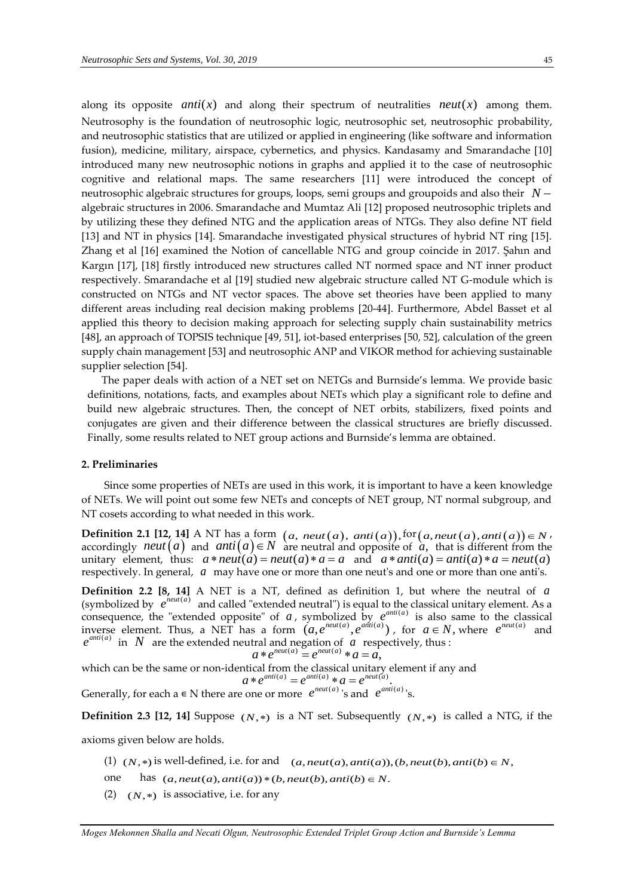along its opposite $anti(x)$ and along their spectrum of neutralities $neut(x)$ among them. Neutrosophy is the foundation of neutrosophic logic, neutrosophic set, neutrosophic probability, and neutrosophic statistics that are utilized or applied in engineering (like software and information fusion), medicine, military, airspace, cybernetics, and physics. Kandasamy and Smarandache [10] introduced many new neutrosophic notions in graphs and applied it to the case of neutrosophic cognitive and relational maps. The same researchers [11] were introduced the concept of neutrosophic algebraic structures for groups, loops, semi groups and groupoids and also their $N-$ algebraic structures in 2006. Smarandache and Mumtaz Ali [12] proposed neutrosophic triplets and by utilizing these they defined NTG and the application areas of NTGs. They also define NT field [13] and NT in physics [14]. Smarandache investigated physical structures of hybrid NT ring [15]. Zhang et al [16] examined the Notion of cancellable NTG and group coincide in 2017. Şahın and Kargın [17], [18] firstly introduced new structures called NT normed space and NT inner product respectively. Smarandache et al [19] studied new algebraic structure called NT G-module which is constructed on NTGs and NT vector spaces. The above set theories have been applied to many different areas including real decision making problems [20-44]. Furthermore, Abdel Basset et al applied this theory to decision making approach for selecting supply chain sustainability metrics [48], an approach of TOPSIS technique [49, 51], iot-based enterprises [50, 52], calculation of the green supply chain management [53] and neutrosophic ANP and VIKOR method for achieving sustainable supplier selection [54].

The paper deals with action of a NET set on NETGs and Burnside's lemma. We provide basic definitions, notations, facts, and examples about NETs which play a significant role to define and build new algebraic structures. Then, the concept of NET orbits, stabilizers, fixed points and conjugates are given and their difference between the classical structures are briefly discussed. Finally, some results related to NET group actions and Burnside's lemma are obtained.

## 2. Preliminaries

Since some properties of NETs are used in this work, it is important to have a keen knowledge of NETs. We will point out some few NETs and concepts of NET group, NT normal subgroup, and NT cosets according to what needed in this work.

**Definition 2.1 [12, 14]** A NT has a form $(a,\ neut(a),\ anti(a))$, for $(a, neut(a), anti(a)) \in N$, accordingly $neut(a)$ and $anti(a) \in N$ are neutral and opposite of $a$, that is different from the unitary element, thus: $a * neut(a) = neut(a) * a = a$ and $a * anti(a) = anti(a) * a = neut(a)$ respectively. In general, $a$ may have one or more than one neut's and one or more than one anti's.

**Definition 2.2 [8, 14]** A NET is a NT, defined as definition 1, but where the neutral of $a$ (symbolized by $e^{neut(a)}$ and called "extended neutral") is equal to the classical unitary element. As a consequence, the "extended opposite" of $a$, symbolized by $e^{anti(a)}$ is also same to the classical inverse element. Thus, a NET has a form $(a, e^{neut(a)}, e^{anti(a)})$, for $a \in N$, where $e^{neut(a)}$ and $e^{anti(a)}$ in $N$ are the extended neutral and negation of $a$ respectively, thus :

$$a * e^{neut(a)} = e^{neut(a)} * a = a,$$

which can be the same or non-identical from the classical unitary element if any and

$$a * e^{anti(a)} = e^{anti(a)} * a = e^{neut(a)}.$$

Generally, for each a ∈ N there are one or more $e^{neut(a)}$'s and $e^{anti(a)}$'s.

**Definition 2.3 [12, 14]** Suppose $(N,*)$ is a NT set. Subsequently $(N,*)$ is called a NTG, if the axioms given below are holds.

(1) $(N,*)$ is well-defined, i.e. for and $(a, neut(a), anti(a)), (b, neut(b), anti(b) \in N$, one has $(a, neut(a), anti(a)) * (b, neut(b), anti(b) \in N$.

(2) $(N,*)$ is associative, i.e. for any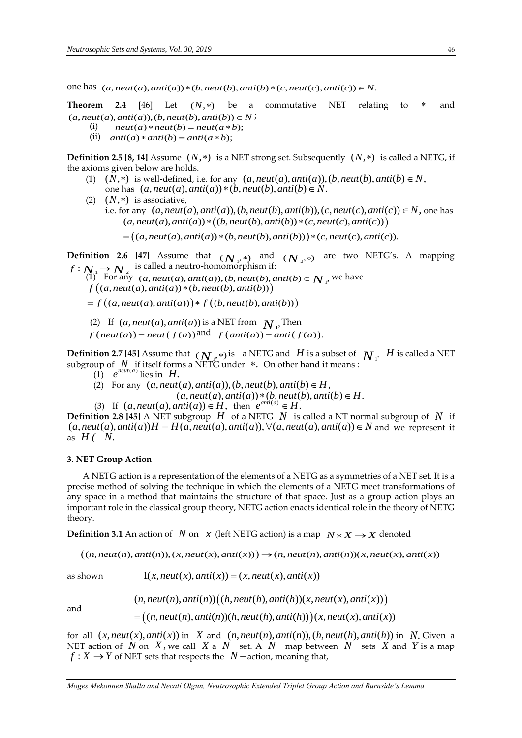one has $(a, neut(a), anti(a)) * (b, neut(b), anti(b) * (c, neut(c), anti(c)) \in N$.

**Theorem 2.4** [46] Let $(N, *)$ be a commutative NET relating to $*$ and $(a, neut(a), anti(a)), (b, neut(b), anti(b)) \in N$;

(i) $neut(a) * neut(b) = neut(a * b)$;

(ii) $anti(a) * anti(b) = anti(a * b)$;

**Definition 2.5 [8, 14]** Assume $(N, *)$ is a NET strong set. Subsequently $(N, *)$ is called a NETG, if the axioms given below are holds.

(1) $(N, *)$ is well-defined, i.e. for any $(a, neut(a), anti(a)), (b, neut(b), anti(b) \in N$, one has $(a, neut(a), anti(a)) * (b, neut(b), anti(b) \in N$.

(2) $(N, *)$ is associative,
i.e. for any $(a, neut(a), anti(a)), (b, neut(b), anti(b)), (c, neut(c), anti(c)) \in N$, one has

$$(a, neut(a), anti(a)) * ((b, neut(b), anti(b)) * (c, neut(c), anti(c)))$$

$$= ((a, neut(a), anti(a)) * (b, neut(b), anti(b))) * (c, neut(c), anti(c)).$$

**Definition 2.6 [47]** Assume that $(N_1, *)$ and $(N_2, \circ)$ are two NETG's. A mapping $f : N_1 \to N_2$ is called a neutro-homomorphism if:

(1) For any $(a, neut(a), anti(a)), (b, neut(b), anti(b) \in N_1$, we have

$$f((a, neut(a), anti(a)) * (b, neut(b), anti(b)))$$

$$= f((a, neut(a), anti(a))) * f((b, neut(b), anti(b)))$$

(2) If $(a, neut(a), anti(a))$ is a NET from $N_1$, Then $f(neut(a)) = neut(f(a))$ and $f(anti(a)) = anti(f(a))$.

**Definition 2.7 [45]** Assume that $(N_1, *)$ is a NETG and $H$ is a subset of $N_1$. $H$ is called a NET subgroup of $N$ if itself forms a NETG under $*$. On other hand it means :

(1) $e^{neut(a)}$ lies in $H$.

(2) For any $(a, neut(a), anti(a)), (b, neut(b), anti(b) \in H$,
$(a, neut(a), anti(a)) * (b, neut(b), anti(b) \in H$.

(3) If $(a, neut(a), anti(a)) \in H$, then $e^{anti(a)} \in H$.

**Definition 2.8 [45]** A NET subgroup $H$ of a NETG $N$ is called a NT normal subgroup of $N$ if $(a, neut(a), anti(a))H = H(a, neut(a), anti(a)), \forall (a, neut(a), anti(a)) \in N$ and we represent it as $H ( N$.

## 3. NET Group Action

A NETG action is a representation of the elements of a NETG as a symmetries of a NET set. It is a precise method of solving the technique in which the elements of a NETG meet transformations of any space in a method that maintains the structure of that space. Just as a group action plays an important role in the classical group theory, NETG action enacts identical role in the theory of NETG theory.

**Definition 3.1** An action of $N$ on $X$ (left NETG action) is a map $N \times X \to X$ denoted

$$((n, neut(n), anti(n)), (x, neut(x), anti(x))) \to (n, neut(n), anti(n))(x, neut(x), anti(x))$$

as shown $\quad 1(x, neut(x), anti(x)) = (x, neut(x), anti(x))$

and

$$(n, neut(n), anti(n))((h, neut(h), anti(h))(x, neut(x), anti(x)))$$

$$= ((n, neut(n), anti(n))(h, neut(h), anti(h)))(x, neut(x), anti(x))$$

for all $(x, neut(x), anti(x))$ in $X$ and $(n, neut(n), anti(n)), (h, neut(h), anti(h))$ in $N$. Given a NET action of $N$ on $X$, we call $X$ a $N-$set. A $N-$map between $N-$sets $X$ and $Y$ is a map $f : X \to Y$ of NET sets that respects the $N-$action, meaning that,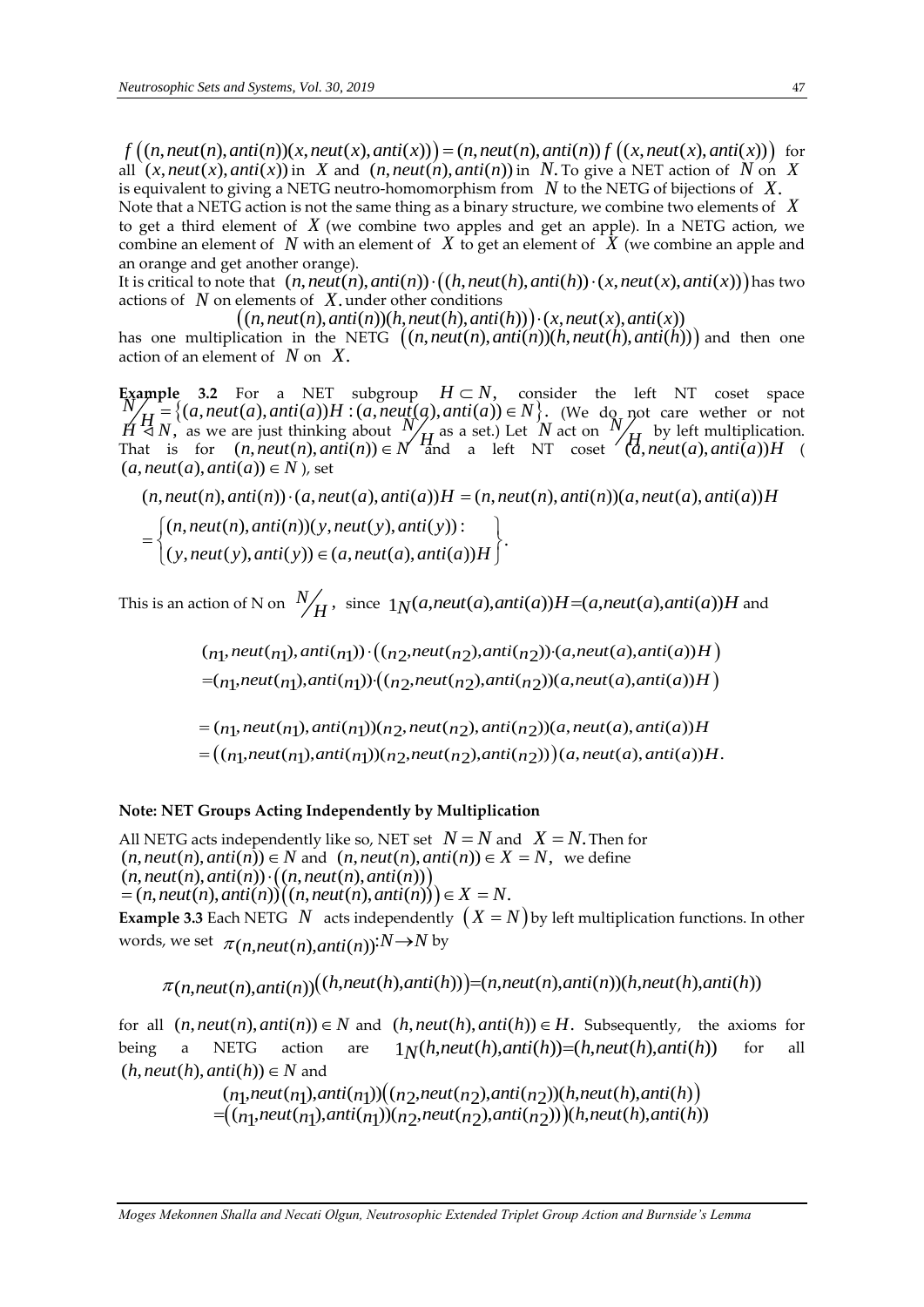$f\left((n,neut(n),anti(n))(x,neut(x),anti(x))\right)=(n,neut(n),anti(n))\,f\left((x,neut(x),anti(x))\right)$ for all $(x,neut(x),anti(x))$ in $X$ and $(n,neut(n),anti(n))$ in $N$. To give a NET action of $N$ on $X$ is equivalent to giving a NETG neutro-homomorphism from $N$ to the NETG of bijections of $X$.

Note that a NETG action is not the same thing as a binary structure, we combine two elements of $X$ to get a third element of $X$ (we combine two apples and get an apple). In a NETG action, we combine an element of $N$ with an element of $X$ to get an element of $X$ (we combine an apple and an orange and get another orange).

It is critical to note that $(n,neut(n),anti(n))\cdot\left((h,neut(h),anti(h))\cdot(x,neut(x),anti(x))\right)$ has two actions of $N$ on elements of $X$, under other conditions

$$\left((n,neut(n),anti(n))(h,neut(h),anti(h))\right)\cdot(x,neut(x),anti(x))$$

has one multiplication in the NETG $\left((n,neut(n),anti(n))(h,neut(h),anti(h))\right)$ and then one action of an element of $N$ on $X$.

**Example 3.2** For a NET subgroup $H\subset N$, consider the left NT coset space $N/H=\{(a,neut(a),anti(a))H:(a,neut(a),anti(a))\in N\}$. (We do not care wether or not $H\triangleleft N$, as we are just thinking about $N/H$ as a set.) Let $N$ act on $N/H$ by left multiplication. That is for $(n,neut(n),anti(n))\in N$ and a left NT coset $(a,neut(a),anti(a))H$ ( $(a,neut(a),anti(a))\in N$ ), set

$$(n,neut(n),anti(n))\cdot(a,neut(a),anti(a))H=(n,neut(n),anti(n))(a,neut(a),anti(a))H$$

$$=\left\{\begin{matrix}(n,neut(n),anti(n))(y,neut(y),anti(y)): \\ (y,neut(y),anti(y))\in(a,neut(a),anti(a))H\end{matrix}\right\}.$$

This is an action of N on $N/H$, since $1_N(a,neut(a),anti(a))H=(a,neut(a),anti(a))H$ and

$$(n_1,neut(n_1),anti(n_1))\cdot\left((n_2,neut(n_2),anti(n_2))\cdot(a,neut(a),anti(a))H\right)$$
$$=(n_1,neut(n_1),anti(n_1))\cdot\left((n_2,neut(n_2),anti(n_2))(a,neut(a),anti(a))H\right)$$

$$=(n_1,neut(n_1),anti(n_1))(n_2,neut(n_2),anti(n_2))(a,neut(a),anti(a))H$$
$$=\left((n_1,neut(n_1),anti(n_1))(n_2,neut(n_2),anti(n_2))\right)(a,neut(a),anti(a))H.$$

**Note: NET Groups Acting Independently by Multiplication**

All NETG acts independently like so, NET set $N=N$ and $X=N$. Then for $(n,neut(n),anti(n))\in N$ and $(n,neut(n),anti(n))\in X=N$, we define
$(n,neut(n),anti(n))\cdot\left((n,neut(n),anti(n))\right)$
$=(n,neut(n),anti(n))\left((n,neut(n),anti(n))\right)\in X=N.$

**Example 3.3** Each NETG $N$ acts independently $(X=N)$ by left multiplication functions. In other words, we set $\pi_{(n,neut(n),anti(n))}:N\to N$ by

$$\pi_{(n,neut(n),anti(n))}\left((h,neut(h),anti(h))\right)=(n,neut(n),anti(n))(h,neut(h),anti(h))$$

for all $(n,neut(n),anti(n))\in N$ and $(h,neut(h),anti(h))\in H$. Subsequently, the axioms for being a NETG action are $1_N(h,neut(h),anti(h))=(h,neut(h),anti(h))$ for all $(h,neut(h),anti(h))\in N$ and

$$(n_1,neut(n_1),anti(n_1))\left((n_2,neut(n_2),anti(n_2))(h,neut(h),anti(h))\right)$$
$$=\left((n_1,neut(n_1),anti(n_1))(n_2,neut(n_2),anti(n_2))\right)(h,neut(h),anti(h))$$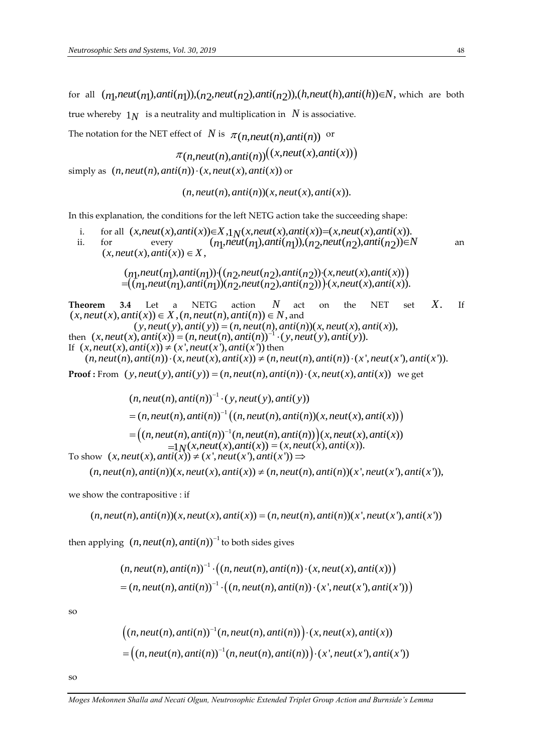for all $(n_1, neut(n_1), anti(n_1)), (n_2, neut(n_2), anti(n_2)), (h, neut(h), anti(h)) \in N$, which are both true whereby $1_N$ is a neutrality and multiplication in $N$ is associative.

The notation for the NET effect of $N$ is $\pi(n, neut(n), anti(n))$ or

$$\pi_{(n, neut(n), anti(n))}\big((x, neut(x), anti(x))\big)$$

simply as $(n, neut(n), anti(n)) \cdot (x, neut(x), anti(x))$ or

$$(n, neut(n), anti(n))(x, neut(x), anti(x)).$$

In this explanation, the conditions for the left NETG action take the succeeding shape:

i. for all $(x, neut(x), anti(x)) \in X$, $1_N(x, neut(x), anti(x)) = (x, neut(x), anti(x))$.

ii. for every $(n_1, neut(n_1), anti(n_1)), (n_2, neut(n_2), anti(n_2)) \in N$ an $(x, neut(x), anti(x)) \in X$,

$$\begin{aligned}&(n_1, neut(n_1), anti(n_1)) \cdot \big((n_2, neut(n_2), anti(n_2)) \cdot (x, neut(x), anti(x))\big)\\&= \big((n_1, neut(n_1), anti(n_1))(n_2, neut(n_2), anti(n_2))\big) \cdot (x, neut(x), anti(x)).\end{aligned}$$

**Theorem 3.4** Let a NETG action $N$ act on the NET set $X$. If $(x, neut(x), anti(x)) \in X$, $(n, neut(n), anti(n)) \in N$, and

$$(y, neut(y), anti(y)) = (n, neut(n), anti(n))(x, neut(x), anti(x)),$$

then $(x, neut(x), anti(x)) = (n, neut(n), anti(n))^{-1} \cdot (y, neut(y), anti(y))$.

If $(x, neut(x), anti(x)) \neq (x', neut(x'), anti(x'))$ then

$$(n, neut(n), anti(n)) \cdot (x, neut(x), anti(x)) \neq (n, neut(n), anti(n)) \cdot (x', neut(x'), anti(x')).$$

**Proof :** From $(y, neut(y), anti(y)) = (n, neut(n), anti(n)) \cdot (x, neut(x), anti(x))$ we get

$$\begin{aligned}&(n, neut(n), anti(n))^{-1} \cdot (y, neut(y), anti(y))\\&= (n, neut(n), anti(n))^{-1}\big((n, neut(n), anti(n))(x, neut(x), anti(x))\big)\\&= \big((n, neut(n), anti(n))^{-1}(n, neut(n), anti(n))\big)(x, neut(x), anti(x))\\&= 1_N(x, neut(x), anti(x)) = (x, neut(x), anti(x)).\end{aligned}$$

To show $(x, neut(x), anti(x)) \neq (x', neut(x'), anti(x')) \Rightarrow$

$$(n, neut(n), anti(n))(x, neut(x), anti(x)) \neq (n, neut(n), anti(n))(x', neut(x'), anti(x')),$$

we show the contrapositive : if

$$(n, neut(n), anti(n))(x, neut(x), anti(x)) = (n, neut(n), anti(n))(x', neut(x'), anti(x'))$$

then applying $(n, neut(n), anti(n))^{-1}$ to both sides gives

$$\begin{aligned}&(n, neut(n), anti(n))^{-1} \cdot \big((n, neut(n), anti(n)) \cdot (x, neut(x), anti(x))\big)\\&= (n, neut(n), anti(n))^{-1} \cdot \big((n, neut(n), anti(n)) \cdot (x', neut(x'), anti(x'))\big)\end{aligned}$$

so

$$\begin{aligned}&\big((n, neut(n), anti(n))^{-1}(n, neut(n), anti(n))\big) \cdot (x, neut(x), anti(x))\\&= \big((n, neut(n), anti(n))^{-1}(n, neut(n), anti(n))\big) \cdot (x', neut(x'), anti(x'))\end{aligned}$$

so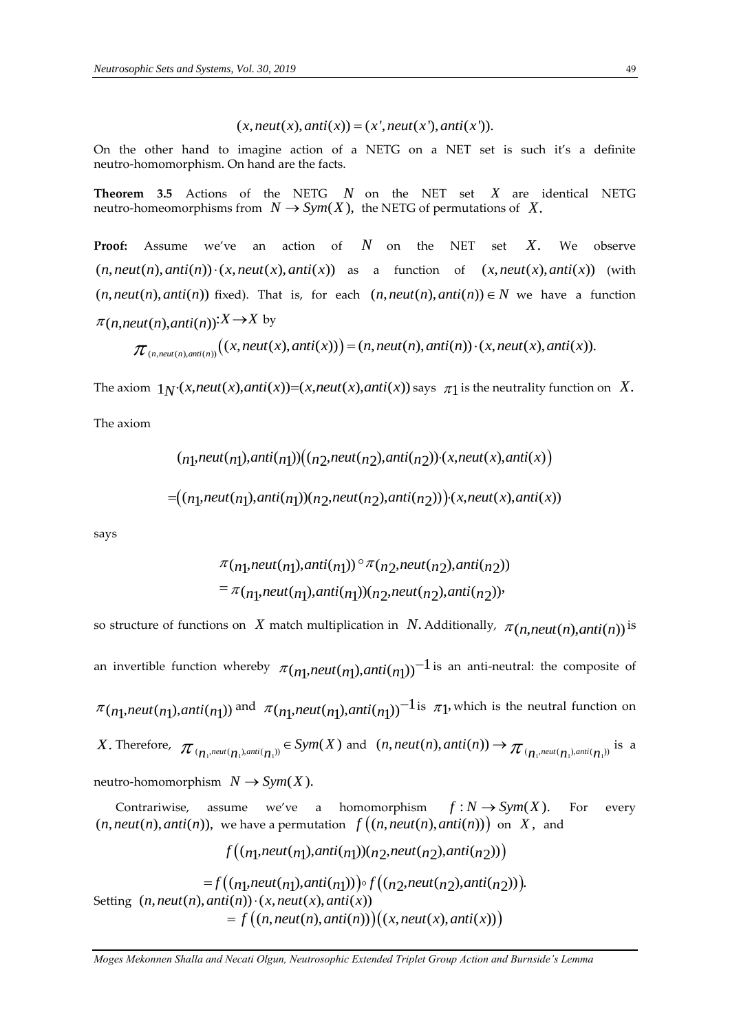$$(x, neut(x), anti(x)) = (x', neut(x'), anti(x')).$$

On the other hand to imagine action of a NETG on a NET set is such it's a definite neutro-homomorphism. On hand are the facts.

**Theorem 3.5** Actions of the NETG $N$ on the NET set $X$ are identical NETG neutro-homeomorphisms from $N \to Sym(X)$, the NETG of permutations of $X$.

**Proof:** Assume we've an action of $N$ on the NET set $X$. We observe $(n, neut(n), anti(n)) \cdot (x, neut(x), anti(x))$ as a function of $(x, neut(x), anti(x))$ (with $(n, neut(n), anti(n))$ fixed). That is, for each $(n, neut(n), anti(n)) \in N$ we have a function $\pi(n,neut(n),anti(n)): X \to X$ by

$$\pi_{(n,neut(n),anti(n))}\big((x, neut(x), anti(x))\big) = (n, neut(n), anti(n)) \cdot (x, neut(x), anti(x)).$$

The axiom $1_N \cdot (x,neut(x),anti(x)) = (x,neut(x),anti(x))$ says $\pi_1$ is the neutrality function on $X$.

The axiom

$$(n_1,neut(n_1),anti(n_1))\big((n_2,neut(n_2),anti(n_2))\cdot(x,neut(x),anti(x)\big)$$

$$=\big((n_1,neut(n_1),anti(n_1))(n_2,neut(n_2),anti(n_2))\big)\cdot(x,neut(x),anti(x))$$

says

$$\pi(n_1,neut(n_1),anti(n_1)) \circ \pi(n_2,neut(n_2),anti(n_2))$$
$$= \pi(n_1,neut(n_1),anti(n_1))(n_2,neut(n_2),anti(n_2)),$$

so structure of functions on $X$ match multiplication in $N$. Additionally, $\pi(n,neut(n),anti(n))$ is an invertible function whereby $\pi(n_1,neut(n_1),anti(n_1))^{-1}$ is an anti-neutral: the composite of $\pi(n_1,neut(n_1),anti(n_1))$ and $\pi(n_1,neut(n_1),anti(n_1))^{-1}$ is $\pi_1$, which is the neutral function on $X$. Therefore, $\pi_{(n_1,neut(n_1),anti(n_1))} \in Sym(X)$ and $(n, neut(n), anti(n)) \to \pi_{(n_1,neut(n_1),anti(n_1))}$ is a neutro-homomorphism $N \to Sym(X)$.

Contrariwise, assume we've a homomorphism $f : N \to Sym(X)$. For every $(n, neut(n), anti(n))$, we have a permutation $f\big((n, neut(n), anti(n))\big)$ on $X$, and

$$f\big((n_1,neut(n_1),anti(n_1))(n_2,neut(n_2),anti(n_2))\big)$$

$$= f\big((n_1,neut(n_1),anti(n_1))\big) \circ f\big((n_2,neut(n_2),anti(n_2))\big).$$

Setting $(n, neut(n), anti(n)) \cdot (x, neut(x), anti(x))$
$= f\big((n, neut(n), anti(n))\big)\big((x, neut(x), anti(x))\big)$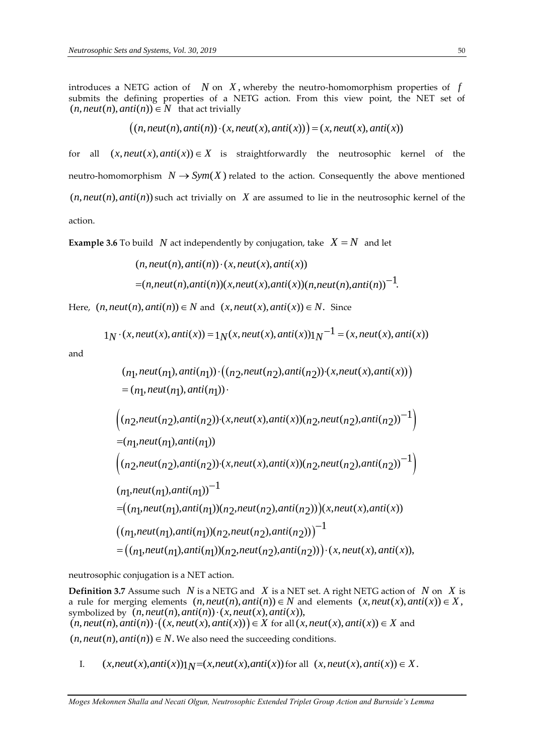introduces a NETG action of $N$ on $X$, whereby the neutro-homomorphism properties of $f$ submits the defining properties of a NETG action. From this view point, the NET set of $(n, neut(n), anti(n)) \in N$ that act trivially

$$\left((n, neut(n), anti(n)) \cdot (x, neut(x), anti(x))\right) = (x, neut(x), anti(x))$$

for all $(x, neut(x), anti(x)) \in X$ is straightforwardly the neutrosophic kernel of the neutro-homomorphism $N \to Sym(X)$ related to the action. Consequently the above mentioned $(n, neut(n), anti(n))$ such act trivially on $X$ are assumed to lie in the neutrosophic kernel of the action.

**Example 3.6** To build $N$ act independently by conjugation, take $X = N$ and let

$$\begin{aligned}
&(n, neut(n), anti(n)) \cdot (x, neut(x), anti(x)) \\
&= (n, neut(n), anti(n))(x, neut(x), anti(x))(n, neut(n), anti(n))^{-1}.
\end{aligned}$$

Here, $(n, neut(n), anti(n)) \in N$ and $(x, neut(x), anti(x)) \in N$. Since

$$1_N \cdot (x, neut(x), anti(x)) = 1_N (x, neut(x), anti(x)) 1_N{}^{-1} = (x, neut(x), anti(x))$$

and

$$\begin{aligned}
&(n_1, neut(n_1), anti(n_1)) \cdot \left((n_2, neut(n_2), anti(n_2)) \cdot (x, neut(x), anti(x))\right) \\
&= (n_1, neut(n_1), anti(n_1)) \cdot \\
&\left((n_2, neut(n_2), anti(n_2)) \cdot (x, neut(x), anti(x))(n_2, neut(n_2), anti(n_2))^{-1}\right) \\
&= (n_1, neut(n_1), anti(n_1)) \\
&\left((n_2, neut(n_2), anti(n_2)) \cdot (x, neut(x), anti(x))(n_2, neut(n_2), anti(n_2))^{-1}\right) \\
&(n_1, neut(n_1), anti(n_1))^{-1} \\
&= \left((n_1, neut(n_1), anti(n_1))(n_2, neut(n_2), anti(n_2))\right)(x, neut(x), anti(x)) \\
&\left((n_1, neut(n_1), anti(n_1))(n_2, neut(n_2), anti(n_2))\right)^{-1} \\
&= \left((n_1, neut(n_1), anti(n_1))(n_2, neut(n_2), anti(n_2))\right) \cdot (x, neut(x), anti(x)),
\end{aligned}$$

neutrosophic conjugation is a NET action.

**Definition 3.7** Assume such $N$ is a NETG and $X$ is a NET set. A right NETG action of $N$ on $X$ is a rule for merging elements $(n, neut(n), anti(n)) \in N$ and elements $(x, neut(x), anti(x)) \in X$, symbolized by $(n, neut(n), anti(n)) \cdot (x, neut(x), anti(x))$, $(n, neut(n), anti(n)) \cdot \left((x, neut(x), anti(x))\right) \in X$ for all $(x, neut(x), anti(x)) \in X$ and $(n, neut(n), anti(n)) \in N$. We also need the succeeding conditions.

I. $(x, neut(x), anti(x))1_N = (x, neut(x), anti(x))$ for all $(x, neut(x), anti(x)) \in X$.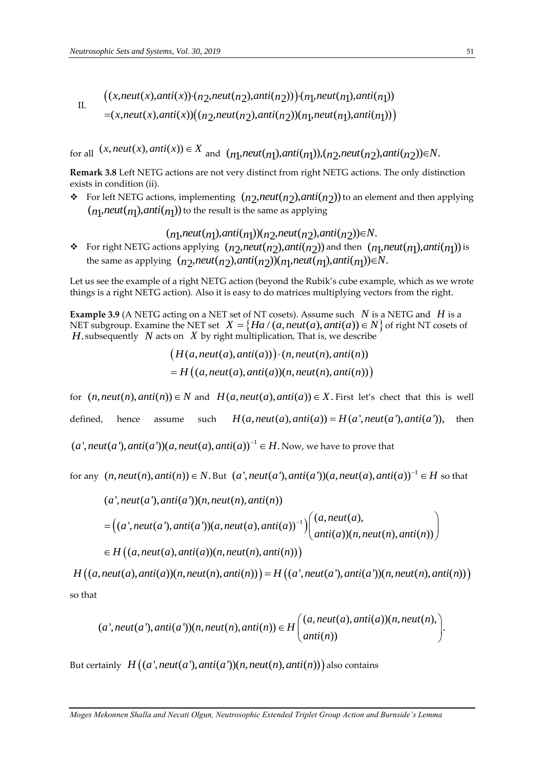II. 
$$\begin{aligned}&\big((x,neut(x),anti(x))\cdot(n_2,neut(n_2),anti(n_2))\big)\cdot(n_1,neut(n_1),anti(n_1))\\&=(x,neut(x),anti(x))\big((n_2,neut(n_2),anti(n_2))(n_1,neut(n_1),anti(n_1))\big)\end{aligned}$$

for all $(x, neut(x), anti(x)) \in X$ and $(n_1,neut(n_1),anti(n_1)),(n_2,neut(n_2),anti(n_2))\in N.$

**Remark 3.8** Left NETG actions are not very distinct from right NETG actions. The only distinction exists in condition (ii).

- For left NETG actions, implementing $(n_2,neut(n_2),anti(n_2))$ to an element and then applying $(n_1,neut(n_1),anti(n_1))$ to the result is the same as applying

$$(n_1,neut(n_1),anti(n_1))(n_2,neut(n_2),anti(n_2))\in N.$$

- For right NETG actions applying $(n_2,neut(n_2),anti(n_2))$ and then $(n_1,neut(n_1),anti(n_1))$ is the same as applying $(n_2,neut(n_2),anti(n_2))(n_1,neut(n_1),anti(n_1))\in N.$

Let us see the example of a right NETG action (beyond the Rubik's cube example, which as we wrote things is a right NETG action). Also it is easy to do matrices multiplying vectors from the right.

**Example 3.9** (A NETG acting on a NET set of NT cosets). Assume such $N$ is a NETG and $H$ is a NET subgroup. Examine the NET set $X = \{Ha / (a, neut(a), anti(a)) \in N\}$ of right NT cosets of $H$. subsequently $N$ acts on $X$ by right multiplication, That is, we describe

$$\begin{aligned}&\big(H(a, neut(a), anti(a))\big)\cdot(n, neut(n), anti(n))\\&= H\big((a, neut(a), anti(a))(n, neut(n), anti(n))\big)\end{aligned}$$

for $(n, neut(n), anti(n)) \in N$ and $H(a, neut(a), anti(a)) \in X$. First let's chect that this is well defined, hence assume such $H(a, neut(a), anti(a)) = H(a', neut(a'), anti(a')),$ then $(a', neut(a'), anti(a'))(a, neut(a), anti(a))^{-1} \in H$. Now, we have to prove that

for any $(n, neut(n), anti(n)) \in N$. But $(a', neut(a'), anti(a'))(a, neut(a), anti(a))^{-1} \in H$ so that

$$\begin{aligned}&(a', neut(a'), anti(a'))(n, neut(n), anti(n))\\&= \big((a', neut(a'), anti(a'))(a, neut(a), anti(a))^{-1}\big)\begin{pmatrix}(a, neut(a),\\ anti(a))(n, neut(n), anti(n))\end{pmatrix}\\&\in H\big((a, neut(a), anti(a))(n, neut(n), anti(n))\big)\end{aligned}$$

$$H\big((a, neut(a), anti(a))(n, neut(n), anti(n))\big) = H\big((a', neut(a'), anti(a'))(n, neut(n), anti(n))\big)$$

so that

$$(a', neut(a'), anti(a'))(n, neut(n), anti(n)) \in H\begin{pmatrix}(a, neut(a), anti(a))(n, neut(n),\\ anti(n))\end{pmatrix}.$$

But certainly $H\big((a', neut(a'), anti(a'))(n, neut(n), anti(n))\big)$ also contains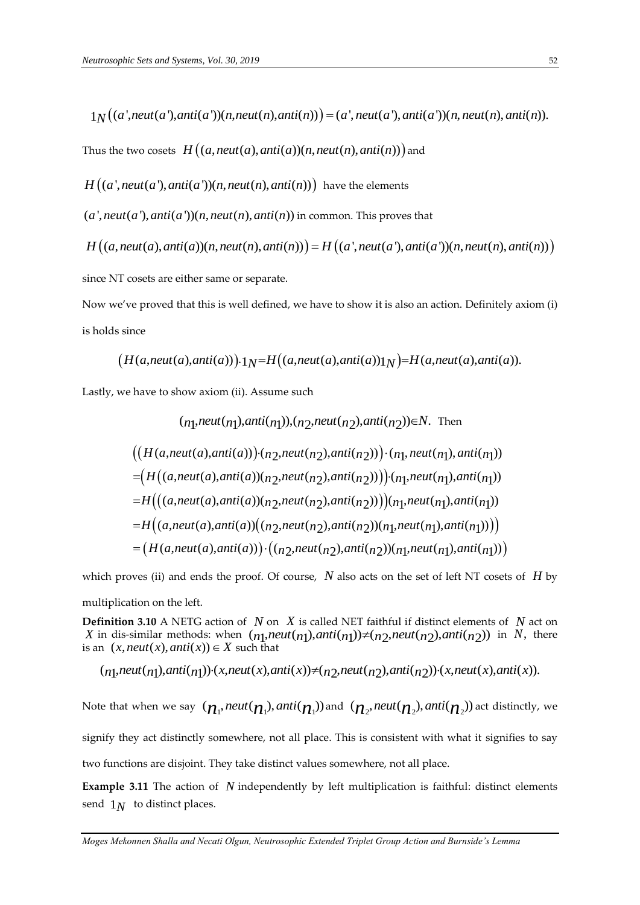$$1_N\left((a',neut(a'),anti(a'))(n,neut(n),anti(n))\right)=(a',neut(a'),anti(a'))(n,neut(n),anti(n)).$$

Thus the two cosets $H\left((a,neut(a),anti(a))(n,neut(n),anti(n))\right)$ and

$H\left((a',neut(a'),anti(a'))(n,neut(n),anti(n))\right)$ have the elements

$(a',neut(a'),anti(a'))(n,neut(n),anti(n))$ in common. This proves that

$$H\left((a,neut(a),anti(a))(n,neut(n),anti(n))\right)=H\left((a',neut(a'),anti(a'))(n,neut(n),anti(n))\right)$$

since NT cosets are either same or separate.

Now we've proved that this is well defined, we have to show it is also an action. Definitely axiom (i) is holds since

$$\left(H(a,neut(a),anti(a))\right)\cdot 1_N=H\left((a,neut(a),anti(a))1_N\right)=H(a,neut(a),anti(a)).$$

Lastly, we have to show axiom (ii). Assume such

$$(n_1,neut(n_1),anti(n_1)),(n_2,neut(n_2),anti(n_2))\in N. \text{ Then}$$

$$\begin{aligned}
&\left(\left(H(a,neut(a),anti(a))\right)\cdot(n_2,neut(n_2),anti(n_2))\right)\cdot(n_1,neut(n_1),anti(n_1))\\
&=\left(H\left((a,neut(a),anti(a))(n_2,neut(n_2),anti(n_2))\right)\right)\cdot(n_1,neut(n_1),anti(n_1))\\
&=H\left(\left((a,neut(a),anti(a))(n_2,neut(n_2),anti(n_2))\right)\right)(n_1,neut(n_1),anti(n_1))\\
&=H\left((a,neut(a),anti(a))\left((n_2,neut(n_2),anti(n_2))(n_1,neut(n_1),anti(n_1))\right)\right)\\
&=\left(H(a,neut(a),anti(a))\right)\cdot\left((n_2,neut(n_2),anti(n_2))(n_1,neut(n_1),anti(n_1))\right)
\end{aligned}$$

which proves (ii) and ends the proof. Of course, $N$ also acts on the set of left NT cosets of $H$ by multiplication on the left.

**Definition 3.10** A NETG action of $N$ on $X$ is called NET faithful if distinct elements of $N$ act on $X$ in dis-similar methods: when $(n_1,neut(n_1),anti(n_1))\neq(n_2,neut(n_2),anti(n_2))$ in $N$, there is an $(x,neut(x),anti(x))\in X$ such that

$$(n_1,neut(n_1),anti(n_1))\cdot(x,neut(x),anti(x))\neq(n_2,neut(n_2),anti(n_2))\cdot(x,neut(x),anti(x)).$$

Note that when we say $(n_1,neut(n_1),anti(n_1))$ and $(n_2,neut(n_2),anti(n_2))$ act distinctly, we signify they act distinctly somewhere, not all place. This is consistent with what it signifies to say two functions are disjoint. They take distinct values somewhere, not all place.

**Example 3.11** The action of $N$ independently by left multiplication is faithful: distinct elements send $1_N$ to distinct places.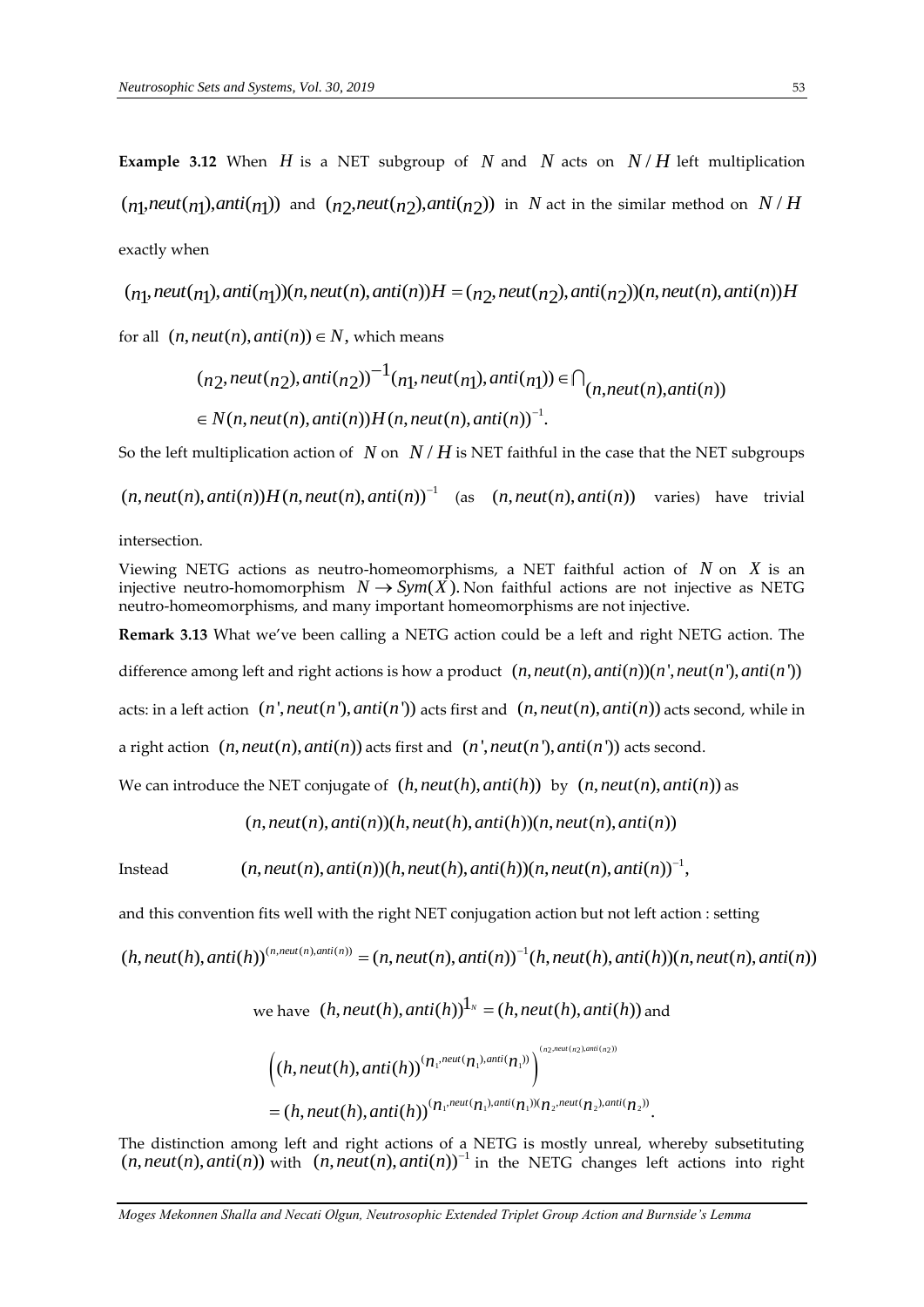**Example 3.12** When $H$ is a NET subgroup of $N$ and $N$ acts on $N/H$ left multiplication $(n_1, neut(n_1), anti(n_1))$ and $(n_2, neut(n_2), anti(n_2))$ in $N$ act in the similar method on $N/H$ exactly when

$$(n_1, neut(n_1), anti(n_1))(n, neut(n), anti(n))H = (n_2, neut(n_2), anti(n_2))(n, neut(n), anti(n))H$$

for all $(n, neut(n), anti(n)) \in N$, which means

$$\begin{aligned}
&(n_2, neut(n_2), anti(n_2))^{-1}(n_1, neut(n_1), anti(n_1)) \in \bigcap_{(n, neut(n), anti(n))} \\
&\in N(n, neut(n), anti(n))H(n, neut(n), anti(n))^{-1}.
\end{aligned}$$

So the left multiplication action of $N$ on $N/H$ is NET faithful in the case that the NET subgroups $(n, neut(n), anti(n))H(n, neut(n), anti(n))^{-1}$ (as $(n, neut(n), anti(n))$ varies) have trivial intersection.

Viewing NETG actions as neutro-homeomorphisms, a NET faithful action of $N$ on $X$ is an injective neutro-homomorphism $N \to Sym(X)$. Non faithful actions are not injective as NETG neutro-homeomorphisms, and many important homeomorphisms are not injective.

**Remark 3.13** What we've been calling a NETG action could be a left and right NETG action. The difference among left and right actions is how a product $(n, neut(n), anti(n))(n', neut(n'), anti(n'))$ acts: in a left action $(n', neut(n'), anti(n'))$ acts first and $(n, neut(n), anti(n))$ acts second, while in a right action $(n, neut(n), anti(n))$ acts first and $(n', neut(n'), anti(n'))$ acts second.

We can introduce the NET conjugate of $(h, neut(h), anti(h))$ by $(n, neut(n), anti(n))$ as

$$(n, neut(n), anti(n))(h, neut(h), anti(h))(n, neut(n), anti(n))$$

Instead $\quad (n, neut(n), anti(n))(h, neut(h), anti(h))(n, neut(n), anti(n))^{-1},$

and this convention fits well with the right NET conjugation action but not left action : setting

$$(h, neut(h), anti(h))^{(n, neut(n), anti(n))} = (n, neut(n), anti(n))^{-1}(h, neut(h), anti(h))(n, neut(n), anti(n))$$

we have $(h, neut(h), anti(h))^{1_N} = (h, neut(h), anti(h))$ and

$$\begin{aligned}
&\left((h, neut(h), anti(h))^{(n_1, neut(n_1), anti(n_1))}\right)^{(n_2, neut(n_2), anti(n_2))} \\
&= (h, neut(h), anti(h))^{(n_1, neut(n_1), anti(n_1))(n_2, neut(n_2), anti(n_2))}.
\end{aligned}$$

The distinction among left and right actions of a NETG is mostly unreal, whereby subsetituting $(n, neut(n), anti(n))$ with $(n, neut(n), anti(n))^{-1}$ in the NETG changes left actions into right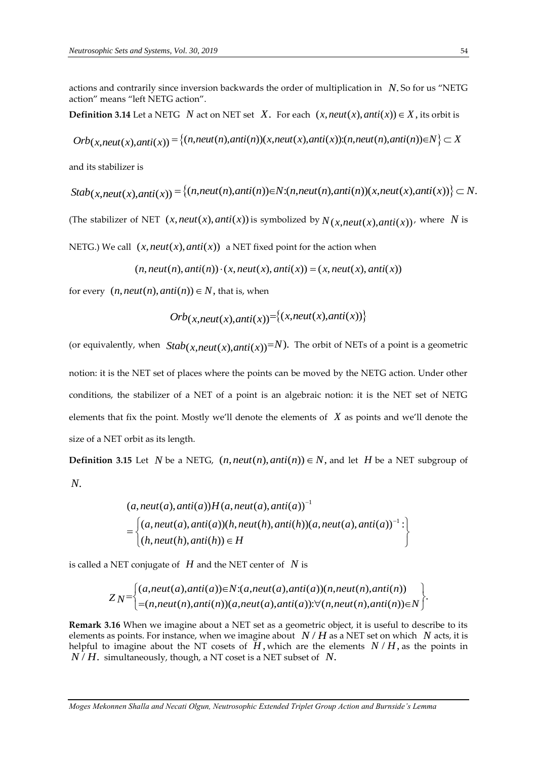actions and contrarily since inversion backwards the order of multiplication in $N$. So for us "NETG action" means "left NETG action".

**Definition 3.14** Let a NETG $N$ act on NET set $X$. For each $(x, neut(x), anti(x)) \in X$, its orbit is

$$Orb(x,neut(x),anti(x)) = \{(n,neut(n),anti(n))(x,neut(x),anti(x)):(n,neut(n),anti(n))\in N\} \subset X$$

and its stabilizer is

$$Stab(x,neut(x),anti(x)) = \{(n,neut(n),anti(n))\in N:(n,neut(n),anti(n))(x,neut(x),anti(x))\} \subset N.$$

(The stabilizer of NET $(x, neut(x), anti(x))$ is symbolized by $N(x,neut(x),anti(x))$, where $N$ is NETG.) We call $(x, neut(x), anti(x))$ a NET fixed point for the action when

$$(n, neut(n), anti(n)) \cdot (x, neut(x), anti(x)) = (x, neut(x), anti(x))$$

for every $(n, neut(n), anti(n)) \in N$, that is, when

$$Orb(x,neut(x),anti(x)) = \{(x,neut(x),anti(x))\}$$

(or equivalently, when $Stab(x,neut(x),anti(x)) = N$). The orbit of NETs of a point is a geometric notion: it is the NET set of places where the points can be moved by the NETG action. Under other conditions, the stabilizer of a NET of a point is an algebraic notion: it is the NET set of NETG elements that fix the point. Mostly we'll denote the elements of $X$ as points and we'll denote the size of a NET orbit as its length.

**Definition 3.15** Let $N$ be a NETG, $(n, neut(n), anti(n)) \in N$, and let $H$ be a NET subgroup of $N$.

$$(a, neut(a), anti(a))H(a, neut(a), anti(a))^{-1} = \left\{ \begin{array}{l} (a, neut(a), anti(a))(h, neut(h), anti(h))(a, neut(a), anti(a))^{-1}: \\ (h, neut(h), anti(h)) \in H \end{array} \right\}$$

is called a NET conjugate of $H$ and the NET center of $N$ is

$$Z_N = \left\{ \begin{array}{l} (a,neut(a),anti(a))\in N:(a,neut(a),anti(a))(n,neut(n),anti(n)) \\ =(n,neut(n),anti(n))(a,neut(a),anti(a)):\forall (n,neut(n),anti(n))\in N \end{array} \right\}.$$

**Remark 3.16** When we imagine about a NET set as a geometric object, it is useful to describe to its elements as points. For instance, when we imagine about $N/H$ as a NET set on which $N$ acts, it is helpful to imagine about the NT cosets of $H$, which are the elements $N/H$, as the points in $N/H$. simultaneously, though, a NT coset is a NET subset of $N$.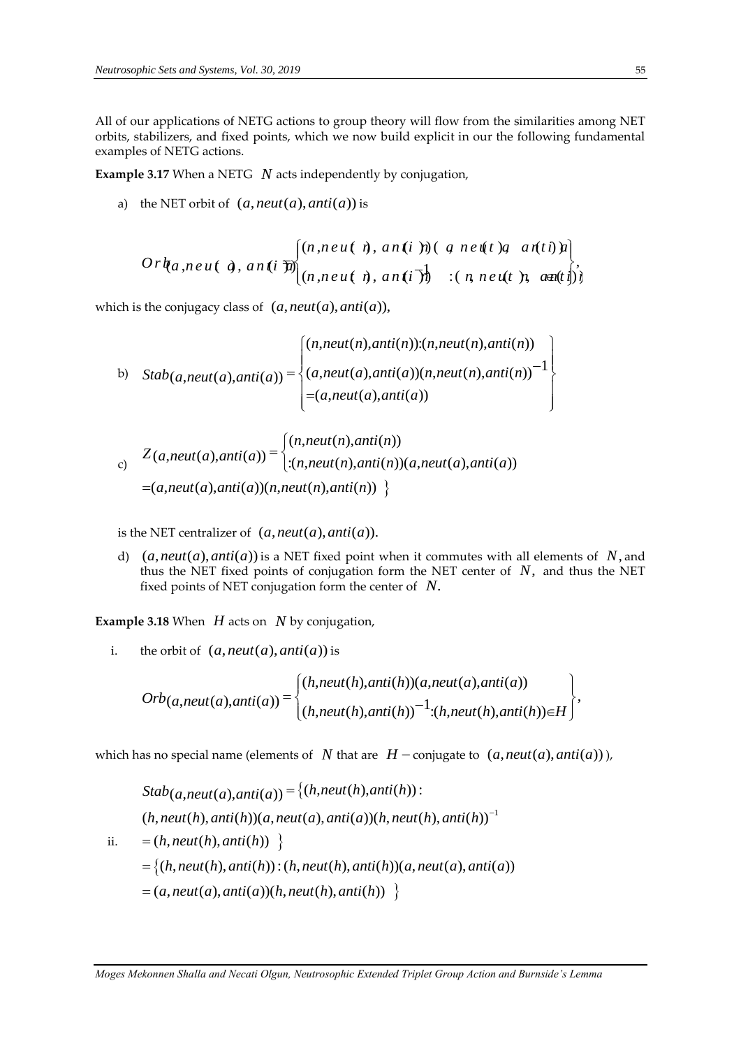All of our applications of NETG actions to group theory will flow from the similarities among NET orbits, stabilizers, and fixed points, which we now build explicit in our the following fundamental examples of NETG actions.

**Example 3.17** When a NETG $N$ acts independently by conjugation,

a) the NET orbit of $(a, neut(a), anti(a))$ is

$$Orb(a,neut(a),anti(a)) = \left\{ \begin{array}{l} (n,neut(n),anti(n))(a,neut(a),anti(a)) \\ (n,neut(n),anti(n))^{-1} : (n,neut(n),anti(n)) \in N \end{array} \right\},$$

which is the conjugacy class of $(a, neut(a), anti(a))$,

b) $$Stab(a,neut(a),anti(a)) = \left\{ \begin{array}{l} (n,neut(n),anti(n)) : (n,neut(n),anti(n)) \\ (a,neut(a),anti(a))(n,neut(n),anti(n))^{-1} \\ = (a,neut(a),anti(a)) \end{array} \right\}$$

c) $$Z(a,neut(a),anti(a)) = \left\{ \begin{array}{l} (n,neut(n),anti(n)) \\ : (n,neut(n),anti(n))(a,neut(a),anti(a)) \\ = (a,neut(a),anti(a))(n,neut(n),anti(n)) \end{array} \right\}$$

is the NET centralizer of $(a, neut(a), anti(a))$.

d) $(a, neut(a), anti(a))$ is a NET fixed point when it commutes with all elements of $N$, and thus the NET fixed points of conjugation form the NET center of $N$, and thus the NET fixed points of NET conjugation form the center of $N$.

**Example 3.18** When $H$ acts on $N$ by conjugation,

i. the orbit of $(a, neut(a), anti(a))$ is

$$Orb(a,neut(a),anti(a)) = \left\{ \begin{array}{l} (h,neut(h),anti(h))(a,neut(a),anti(a)) \\ (h,neut(h),anti(h))^{-1} : (h,neut(h),anti(h)) \in H \end{array} \right\},$$

which has no special name (elements of $N$ that are $H-$conjugate to $(a, neut(a), anti(a))$),

ii.
$$\begin{aligned} Stab(a,neut(a),anti(a)) &= \{ (h,neut(h),anti(h)) : \\ &\quad (h,neut(h),anti(h))(a,neut(a),anti(a))(h,neut(h),anti(h))^{-1} \\ &= (h,neut(h),anti(h)) \} \\ &= \{ (h,neut(h),anti(h)) : (h,neut(h),anti(h))(a,neut(a),anti(a)) \\ &= (a,neut(a),anti(a))(h,neut(h),anti(h)) \} \end{aligned}$$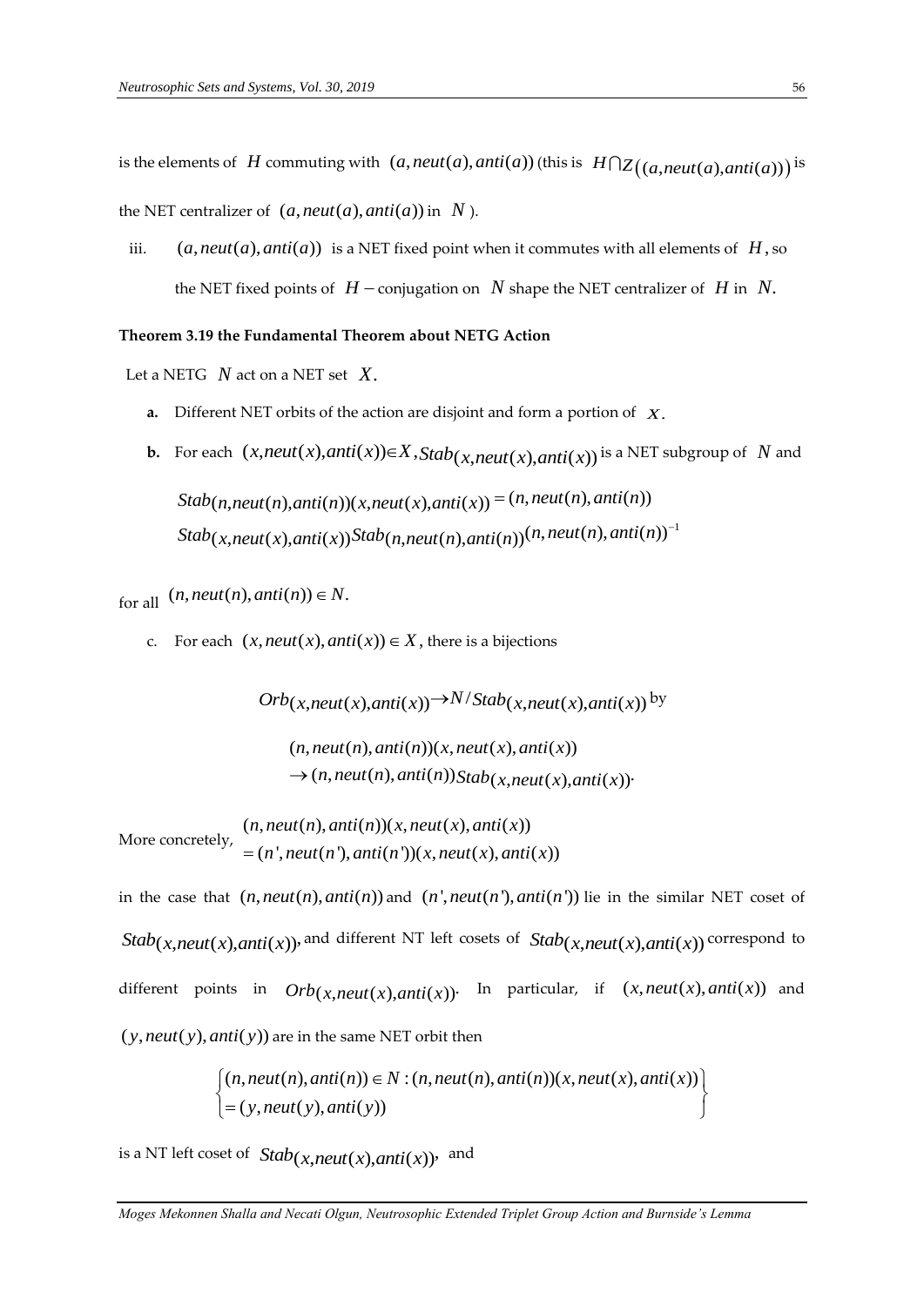is the elements of $H$ commuting with $(a, neut(a), anti(a))$ (this is $H \bigcap Z((a, neut(a), anti(a)))$ is the NET centralizer of $(a, neut(a), anti(a))$ in $N$ ).

iii. $(a, neut(a), anti(a))$ is a NET fixed point when it commutes with all elements of $H$, so the NET fixed points of $H-$conjugation on $N$ shape the NET centralizer of $H$ in $N$.

**Theorem 3.19 the Fundamental Theorem about NETG Action**

Let a NETG $N$ act on a NET set $X$.

**a.** Different NET orbits of the action are disjoint and form a portion of $X$.

**b.** For each $(x, neut(x), anti(x)) \in X, Stab(x, neut(x), anti(x))$ is a NET subgroup of $N$ and

$$Stab(n, neut(n), anti(n))(x, neut(x), anti(x)) = (n, neut(n), anti(n))$$
$$Stab(x, neut(x), anti(x)) Stab(n, neut(n), anti(n))(n, neut(n), anti(n))^{-1}$$

for all $(n, neut(n), anti(n)) \in N$.

c. For each $(x, neut(x), anti(x)) \in X$, there is a bijections

$$Orb(x, neut(x), anti(x)) \rightarrow N / Stab(x, neut(x), anti(x)) \text{ by}$$

$$(n, neut(n), anti(n))(x, neut(x), anti(x))$$
$$\rightarrow (n, neut(n), anti(n)) Stab(x, neut(x), anti(x)).$$

More concretely, $\begin{array}{l}(n, neut(n), anti(n))(x, neut(x), anti(x)) \\ = (n', neut(n'), anti(n'))(x, neut(x), anti(x))\end{array}$

in the case that $(n, neut(n), anti(n))$ and $(n', neut(n'), anti(n'))$ lie in the similar NET coset of $Stab(x, neut(x), anti(x))$, and different NT left cosets of $Stab(x, neut(x), anti(x))$ correspond to different points in $Orb(x, neut(x), anti(x))$. In particular, if $(x, neut(x), anti(x))$ and $(y, neut(y), anti(y))$ are in the same NET orbit then

$$\left\{\begin{array}{l}(n, neut(n), anti(n)) \in N : (n, neut(n), anti(n))(x, neut(x), anti(x)) \\ = (y, neut(y), anti(y))\end{array}\right\}$$

is a NT left coset of $Stab(x, neut(x), anti(x))$, and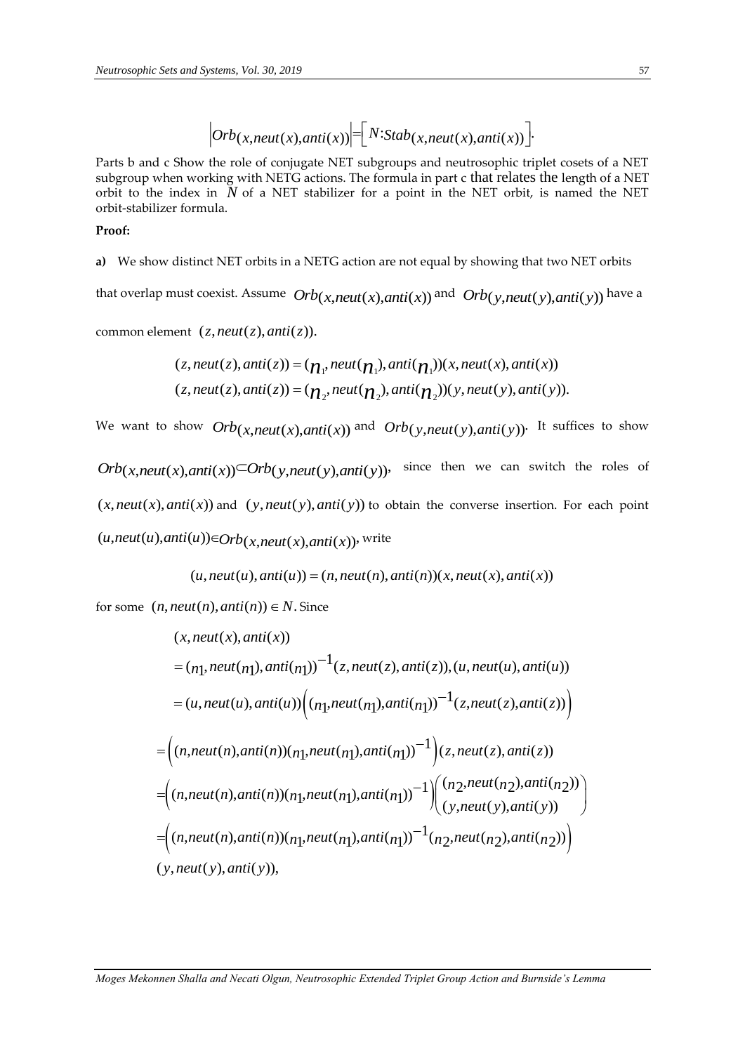$$\left|Orb(x,neut(x),anti(x))\right|=\left[N:Stab(x,neut(x),anti(x))\right].$$

Parts b and c Show the role of conjugate NET subgroups and neutrosophic triplet cosets of a NET subgroup when working with NETG actions. The formula in part c that relates the length of a NET orbit to the index in $N$ of a NET stabilizer for a point in the NET orbit, is named the NET orbit-stabilizer formula.

**Proof:**

**a)** We show distinct NET orbits in a NETG action are not equal by showing that two NET orbits that overlap must coexist. Assume $Orb(x,neut(x),anti(x))$ and $Orb(y,neut(y),anti(y))$ have a common element $(z,neut(z),anti(z))$.

$$(z,neut(z),anti(z))=(n_1,neut(n_1),anti(n_1))(x,neut(x),anti(x))$$
$$(z,neut(z),anti(z))=(n_2,neut(n_2),anti(n_2))(y,neut(y),anti(y)).$$

We want to show $Orb(x,neut(x),anti(x))$ and $Orb(y,neut(y),anti(y))$. It suffices to show $Orb(x,neut(x),anti(x))\subset Orb(y,neut(y),anti(y))$, since then we can switch the roles of $(x,neut(x),anti(x))$ and $(y,neut(y),anti(y))$ to obtain the converse insertion. For each point $(u,neut(u),anti(u))\in Orb(x,neut(x),anti(x))$, write

$$(u,neut(u),anti(u))=(n,neut(n),anti(n))(x,neut(x),anti(x))$$

for some $(n,neut(n),anti(n))\in N$. Since

$$\begin{aligned}
&(x,neut(x),anti(x))\\
&=(n_1,neut(n_1),anti(n_1))^{-1}(z,neut(z),anti(z)),(u,neut(u),anti(u))\\
&=(u,neut(u),anti(u))\left((n_1,neut(n_1),anti(n_1))^{-1}(z,neut(z),anti(z))\right)\\
&=\left((n,neut(n),anti(n))(n_1,neut(n_1),anti(n_1))^{-1}\right)(z,neut(z),anti(z))\\
&=\left((n,neut(n),anti(n))(n_1,neut(n_1),anti(n_1))^{-1}\right)\begin{pmatrix}(n_2,neut(n_2),anti(n_2))\\(y,neut(y),anti(y))\end{pmatrix}\\
&=\left((n,neut(n),anti(n))(n_1,neut(n_1),anti(n_1))^{-1}(n_2,neut(n_2),anti(n_2))\right)\\
&(y,neut(y),anti(y)),
\end{aligned}$$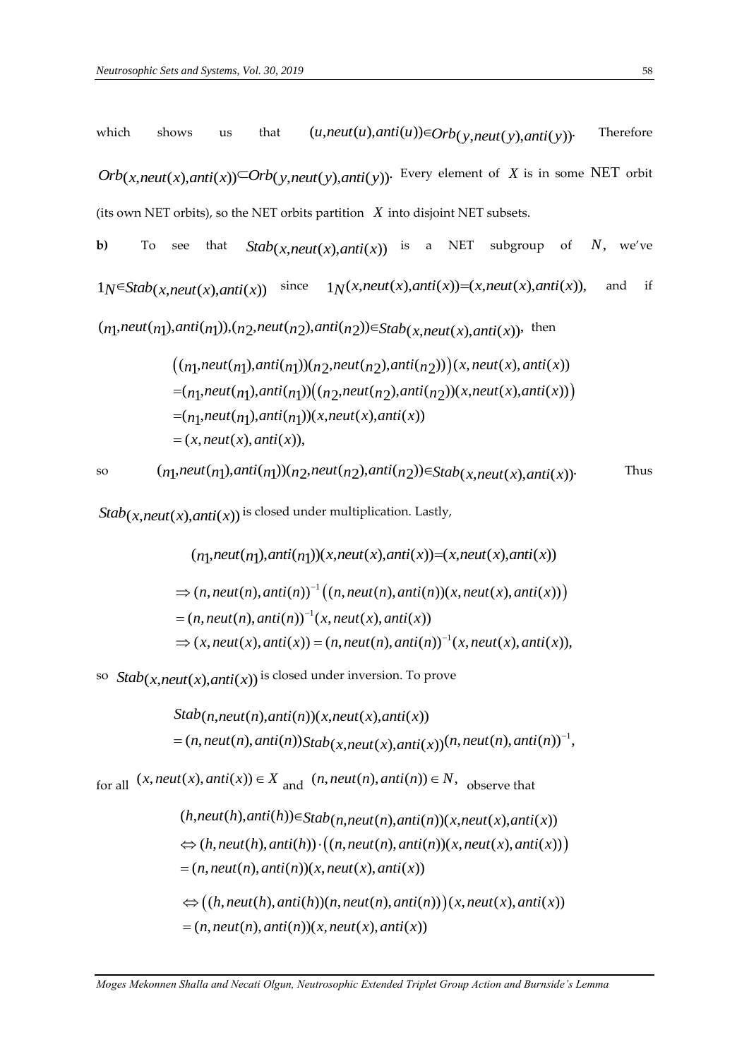which shows us that $(u, neut(u), anti(u)) \in Orb(y, neut(y), anti(y))$. Therefore $Orb(x, neut(x), anti(x)) \subset Orb(y, neut(y), anti(y))$. Every element of $X$ is in some NET orbit (its own NET orbits), so the NET orbits partition $X$ into disjoint NET subsets.

**b)** To see that $Stab(x, neut(x), anti(x))$ is a NET subgroup of $N$, we've $1_N \in Stab(x, neut(x), anti(x))$ since $1_N(x, neut(x), anti(x)) = (x, neut(x), anti(x))$, and if $(n_1, neut(n_1), anti(n_1)), (n_2, neut(n_2), anti(n_2)) \in Stab(x, neut(x), anti(x))$, then

$$
\begin{aligned}
&\big((n_1, neut(n_1), anti(n_1))(n_2, neut(n_2), anti(n_2))\big)(x, neut(x), anti(x)) \\
&= (n_1, neut(n_1), anti(n_1))\big((n_2, neut(n_2), anti(n_2))(x, neut(x), anti(x))\big) \\
&= (n_1, neut(n_1), anti(n_1))(x, neut(x), anti(x)) \\
&= (x, neut(x), anti(x)),
\end{aligned}
$$

so $(n_1, neut(n_1), anti(n_1))(n_2, neut(n_2), anti(n_2)) \in Stab(x, neut(x), anti(x))$. Thus $Stab(x, neut(x), anti(x))$ is closed under multiplication. Lastly,

$$
\begin{aligned}
&(n_1, neut(n_1), anti(n_1))(x, neut(x), anti(x)) = (x, neut(x), anti(x)) \\
&\Rightarrow (n, neut(n), anti(n))^{-1}\big((n, neut(n), anti(n))(x, neut(x), anti(x))\big) \\
&= (n, neut(n), anti(n))^{-1}(x, neut(x), anti(x)) \\
&\Rightarrow (x, neut(x), anti(x)) = (n, neut(n), anti(n))^{-1}(x, neut(x), anti(x)),
\end{aligned}
$$

so $Stab(x, neut(x), anti(x))$ is closed under inversion. To prove

$$
\begin{aligned}
&Stab_{(n, neut(n), anti(n))(x, neut(x), anti(x))} \\
&= (n, neut(n), anti(n))\, Stab(x, neut(x), anti(x))\, (n, neut(n), anti(n))^{-1},
\end{aligned}
$$

for all $(x, neut(x), anti(x)) \in X$ and $(n, neut(n), anti(n)) \in N$, observe that

$$
\begin{aligned}
&(h, neut(h), anti(h)) \in Stab_{(n, neut(n), anti(n))(x, neut(x), anti(x))} \\
&\Leftrightarrow (h, neut(h), anti(h)) \cdot \big((n, neut(n), anti(n))(x, neut(x), anti(x))\big) \\
&= (n, neut(n), anti(n))(x, neut(x), anti(x)) \\
&\Leftrightarrow \big((h, neut(h), anti(h))(n, neut(n), anti(n))\big)(x, neut(x), anti(x)) \\
&= (n, neut(n), anti(n))(x, neut(x), anti(x))
\end{aligned}
$$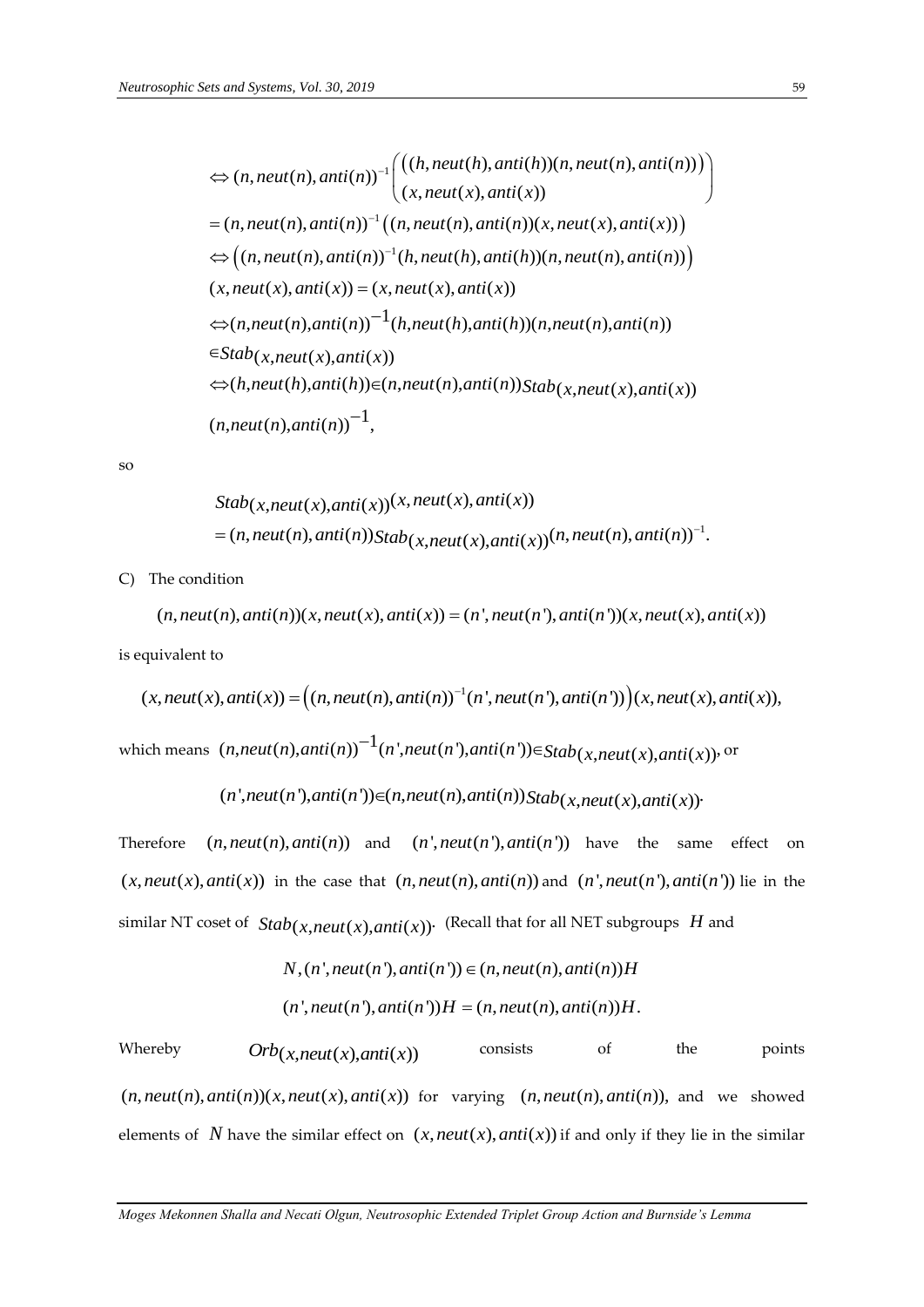$$
\begin{aligned}
&\Leftrightarrow (n, neut(n), anti(n))^{-1}\begin{pmatrix} ((h, neut(h), anti(h))(n, neut(n), anti(n))) \\ (x, neut(x), anti(x)) \end{pmatrix} \\
&= (n, neut(n), anti(n))^{-1}\left((n, neut(n), anti(n))(x, neut(x), anti(x))\right) \\
&\Leftrightarrow \left((n, neut(n), anti(n))^{-1}(h, neut(h), anti(h))(n, neut(n), anti(n))\right) \\
&(x, neut(x), anti(x)) = (x, neut(x), anti(x)) \\
&\Leftrightarrow (n, neut(n), anti(n))^{-1}(h, neut(h), anti(h))(n, neut(n), anti(n)) \\
&\in Stab_{(x, neut(x), anti(x))} \\
&\Leftrightarrow (h, neut(h), anti(h)) \in (n, neut(n), anti(n)) Stab_{(x, neut(x), anti(x))} \\
&(n, neut(n), anti(n))^{-1},
\end{aligned}
$$

so

$$
\begin{aligned}
&Stab_{(x, neut(x), anti(x))}(x, neut(x), anti(x)) \\
&= (n, neut(n), anti(n)) Stab_{(x, neut(x), anti(x))}(n, neut(n), anti(n))^{-1}.
\end{aligned}
$$

C) The condition

$$(n, neut(n), anti(n))(x, neut(x), anti(x)) = (n', neut(n'), anti(n'))(x, neut(x), anti(x))$$

is equivalent to

$$(x, neut(x), anti(x)) = \left((n, neut(n), anti(n))^{-1}(n', neut(n'), anti(n'))\right)(x, neut(x), anti(x)),$$

which means $(n, neut(n), anti(n))^{-1}(n', neut(n'), anti(n')) \in Stab_{(x, neut(x), anti(x))}$, or

$$(n', neut(n'), anti(n')) \in (n, neut(n), anti(n)) Stab_{(x, neut(x), anti(x))}.$$

Therefore $(n, neut(n), anti(n))$ and $(n', neut(n'), anti(n'))$ have the same effect on $(x, neut(x), anti(x))$ in the case that $(n, neut(n), anti(n))$ and $(n', neut(n'), anti(n'))$ lie in the similar NT coset of $Stab_{(x, neut(x), anti(x))}$. (Recall that for all NET subgroups $H$ and

$$N, (n', neut(n'), anti(n')) \in (n, neut(n), anti(n))H$$

$$(n', neut(n'), anti(n'))H = (n, neut(n), anti(n))H.$$

Whereby $Orb_{(x, neut(x), anti(x))}$ consists of the points $(n, neut(n), anti(n))(x, neut(x), anti(x))$ for varying $(n, neut(n), anti(n))$, and we showed elements of $N$ have the similar effect on $(x, neut(x), anti(x))$ if and only if they lie in the similar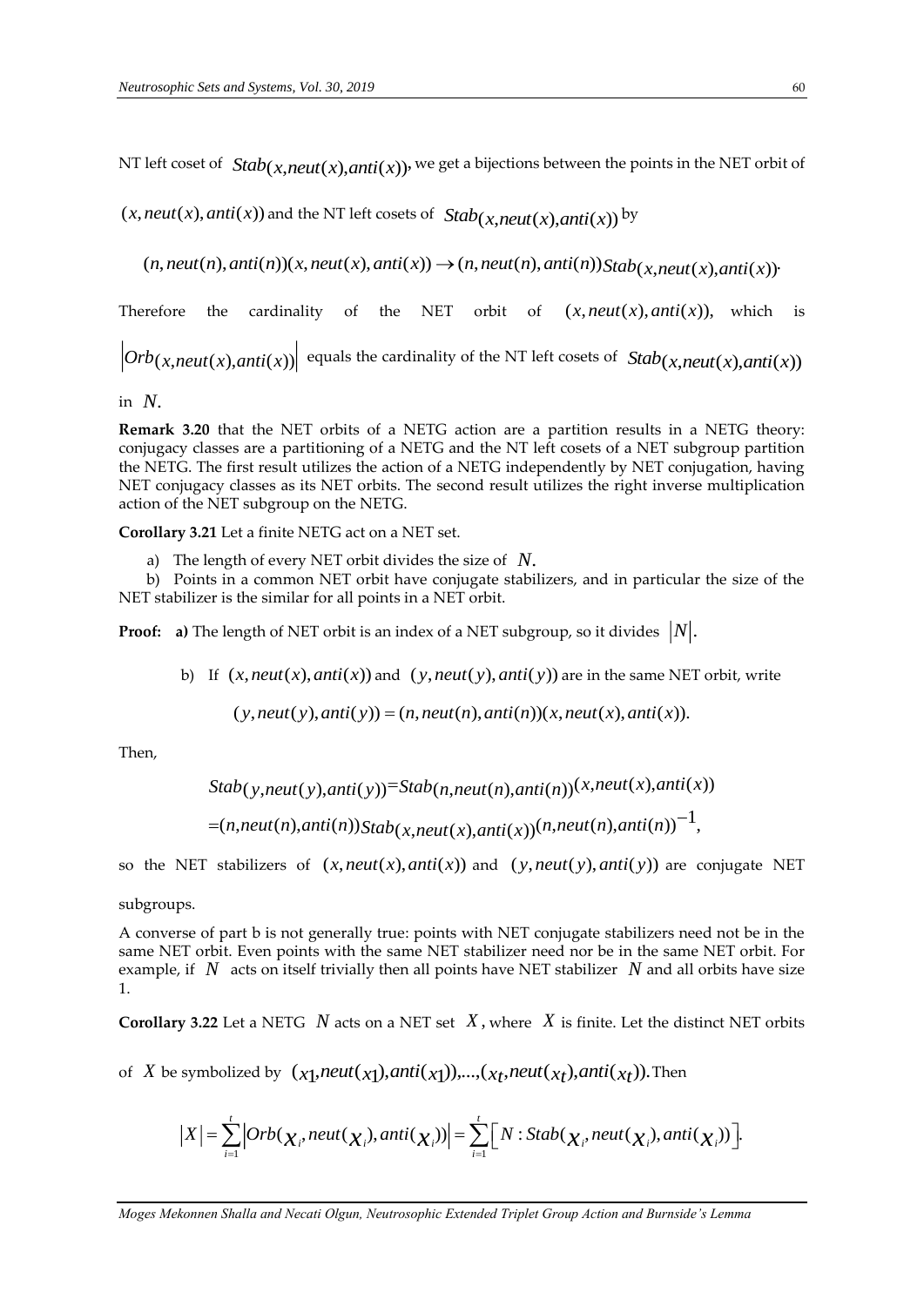NT left coset of $Stab_{(x,neut(x),anti(x))}$, we get a bijections between the points in the NET orbit of $(x, neut(x), anti(x))$ and the NT left cosets of $Stab_{(x,neut(x),anti(x))}$ by

$$(n, neut(n), anti(n))(x, neut(x), anti(x)) \to (n, neut(n), anti(n))Stab_{(x,neut(x),anti(x))}.$$

Therefore the cardinality of the NET orbit of $(x, neut(x), anti(x))$, which is $\left|Orb_{(x,neut(x),anti(x))}\right|$ equals the cardinality of the NT left cosets of $Stab_{(x,neut(x),anti(x))}$ in $N$.

**Remark 3.20** that the NET orbits of a NETG action are a partition results in a NETG theory: conjugacy classes are a partitioning of a NETG and the NT left cosets of a NET subgroup partition the NETG. The first result utilizes the action of a NETG independently by NET conjugation, having NET conjugacy classes as its NET orbits. The second result utilizes the right inverse multiplication action of the NET subgroup on the NETG.

**Corollary 3.21** Let a finite NETG act on a NET set.

a) The length of every NET orbit divides the size of $N$.

b) Points in a common NET orbit have conjugate stabilizers, and in particular the size of the NET stabilizer is the similar for all points in a NET orbit.

**Proof:** **a)** The length of NET orbit is an index of a NET subgroup, so it divides $|N|$.

b) If $(x, neut(x), anti(x))$ and $(y, neut(y), anti(y))$ are in the same NET orbit, write

$$(y, neut(y), anti(y)) = (n, neut(n), anti(n))(x, neut(x), anti(x)).$$

Then,

$$Stab_{(y,neut(y),anti(y))} = Stab_{(n,neut(n),anti(n))}(x,neut(x),anti(x))$$

$$= (n,neut(n),anti(n))Stab_{(x,neut(x),anti(x))}(n,neut(n),anti(n))^{-1},$$

so the NET stabilizers of $(x, neut(x), anti(x))$ and $(y, neut(y), anti(y))$ are conjugate NET subgroups.

A converse of part b is not generally true: points with NET conjugate stabilizers need not be in the same NET orbit. Even points with the same NET stabilizer need nor be in the same NET orbit. For example, if $N$ acts on itself trivially then all points have NET stabilizer $N$ and all orbits have size 1.

**Corollary 3.22** Let a NETG $N$ acts on a NET set $X$, where $X$ is finite. Let the distinct NET orbits of $X$ be symbolized by $(x_1, neut(x_1), anti(x_1)), \ldots, (x_t, neut(x_t), anti(x_t))$. Then

$$|X| = \sum_{i=1}^{t} \left|Orb(x_i, neut(x_i), anti(x_i))\right| = \sum_{i=1}^{t} \left[N : Stab(x_i, neut(x_i), anti(x_i))\right].$$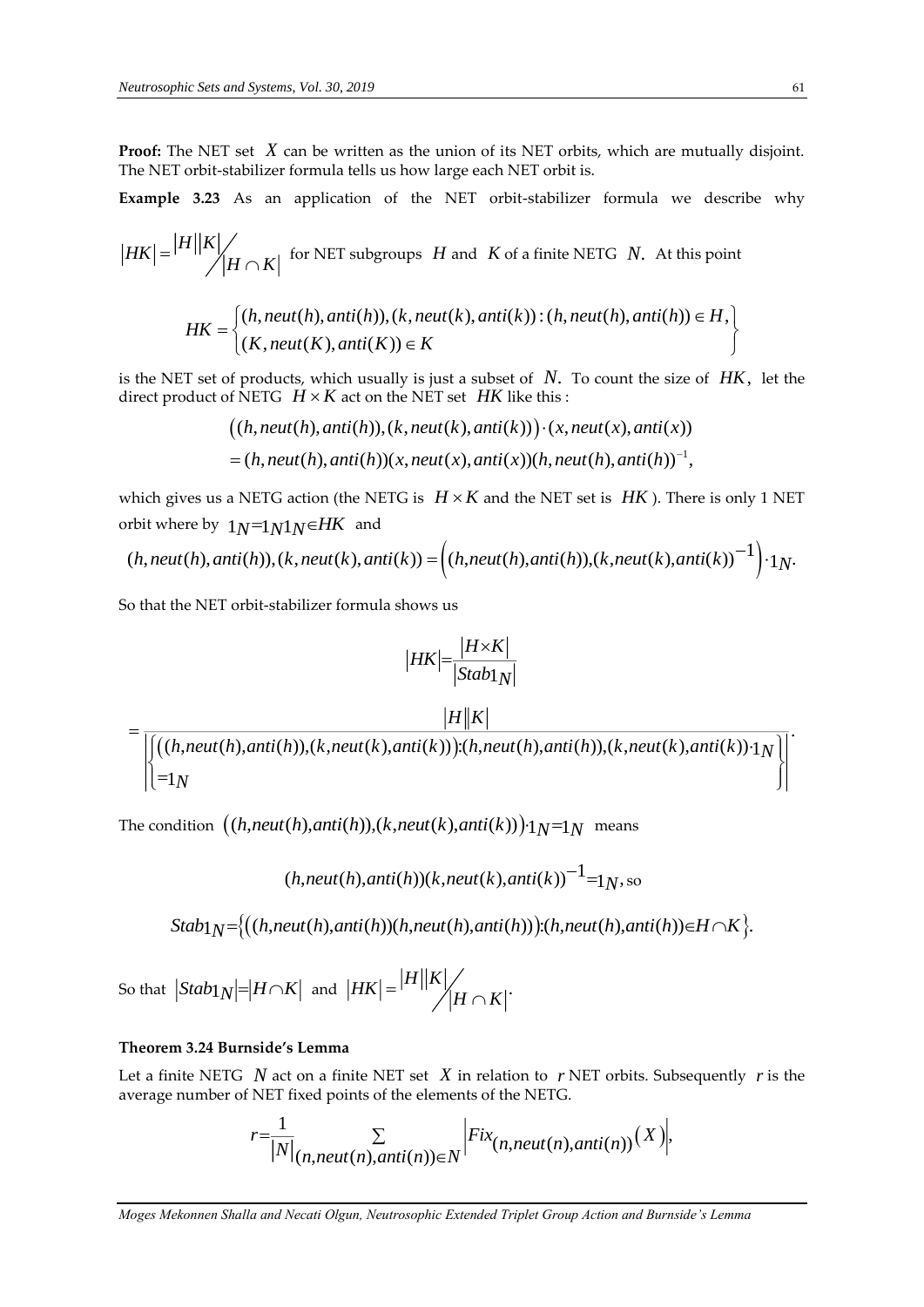**Proof:** The NET set $X$ can be written as the union of its NET orbits, which are mutually disjoint. The NET orbit-stabilizer formula tells us how large each NET orbit is.

**Example 3.23** As an application of the NET orbit-stabilizer formula we describe why

$|HK| = |H||K| \big/ |H \cap K|$ for NET subgroups $H$ and $K$ of a finite NETG $N$. At this point

$$HK = \left\{ \begin{matrix} (h, neut(h), anti(h)), (k, neut(k), anti(k)) : (h, neut(h), anti(h)) \in H, \\ (K, neut(K), anti(K)) \in K \end{matrix} \right\}$$

is the NET set of products, which usually is just a subset of $N$. To count the size of $HK$, let the direct product of NETG $H \times K$ act on the NET set $HK$ like this :

$$\begin{aligned} &\big((h, neut(h), anti(h)), (k, neut(k), anti(k))\big) \cdot (x, neut(x), anti(x)) \\ &= (h, neut(h), anti(h))(x, neut(x), anti(x))(h, neut(h), anti(h))^{-1}, \end{aligned}$$

which gives us a NETG action (the NETG is $H \times K$ and the NET set is $HK$). There is only 1 NET orbit where by $1_N = 1_N 1_N \in HK$ and

$$(h, neut(h), anti(h)), (k, neut(k), anti(k)) = \Big((h, neut(h), anti(h)), (k, neut(k), anti(k))^{-1}\Big) \cdot 1_N.$$

So that the NET orbit-stabilizer formula shows us

$$|HK| = \frac{|H \times K|}{|Stab 1_N|}$$

$$= \frac{|H||K|}{\left| \left\{ \begin{matrix} \big((h, neut(h), anti(h)), (k, neut(k), anti(k))\big) : (h, neut(h), anti(h)), (k, neut(k), anti(k)) \cdot 1_N \\ = 1_N \end{matrix} \right\} \right|}.$$

The condition $\big((h, neut(h), anti(h)), (k, neut(k), anti(k))\big) \cdot 1_N = 1_N$ means

$$(h, neut(h), anti(h))(k, neut(k), anti(k))^{-1} = 1_N, \text{ so}$$

$$Stab 1_N = \Big\{ \big((h, neut(h), anti(h))(h, neut(h), anti(h))\big) : (h, neut(h), anti(h)) \in H \cap K \Big\}.$$

So that $|Stab 1_N| = |H \cap K|$ and $|HK| = |H||K| \big/ |H \cap K|$.

**Theorem 3.24 Burnside's Lemma**

Let a finite NETG $N$ act on a finite NET set $X$ in relation to $r$ NET orbits. Subsequently $r$ is the average number of NET fixed points of the elements of the NETG.

$$r = \frac{1}{|N|} \sum_{(n, neut(n), anti(n)) \in N} \left| Fix_{(n, neut(n), anti(n))}(X) \right|,$$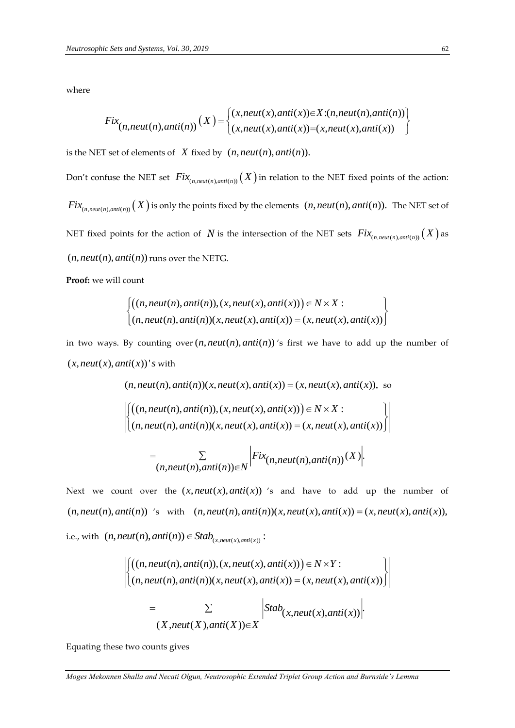where

$$Fix_{(n,neut(n),anti(n))}\left(X\right)=\begin{Bmatrix}(x,neut(x),anti(x))\in X:(n,neut(n),anti(n))\\(x,neut(x),anti(x))=(x,neut(x),anti(x))\end{Bmatrix}$$

is the NET set of elements of $X$ fixed by $(n,neut(n),anti(n))$.

Don't confuse the NET set $Fix_{(n,neut(n),anti(n))}\left(X\right)$ in relation to the NET fixed points of the action: $Fix_{(n,neut(n),anti(n))}\left(X\right)$ is only the points fixed by the elements $(n,neut(n),anti(n))$. The NET set of NET fixed points for the action of $N$ is the intersection of the NET sets $Fix_{(n,neut(n),anti(n))}\left(X\right)$ as $(n,neut(n),anti(n))$ runs over the NETG.

**Proof:** we will count

$$\begin{Bmatrix}\left((n,neut(n),anti(n)),(x,neut(x),anti(x))\right)\in N\times X:\\(n,neut(n),anti(n))(x,neut(x),anti(x))=(x,neut(x),anti(x))\end{Bmatrix}$$

in two ways. By counting over $(n,neut(n),anti(n))$'s first we have to add up the number of $(x,neut(x),anti(x))'s$ with

$$(n,neut(n),anti(n))(x,neut(x),anti(x))=(x,neut(x),anti(x)),\ \text{so}$$

$$\left|\begin{Bmatrix}\left((n,neut(n),anti(n)),(x,neut(x),anti(x))\right)\in N\times X:\\(n,neut(n),anti(n))(x,neut(x),anti(x))=(x,neut(x),anti(x))\end{Bmatrix}\right|$$

$$=\sum_{(n,neut(n),anti(n))\in N}\left|Fix_{(n,neut(n),anti(n))}(X)\right|.$$

Next we count over the $(x,neut(x),anti(x))$ 's and have to add up the number of $(n,neut(n),anti(n))$ 's with $(n,neut(n),anti(n))(x,neut(x),anti(x))=(x,neut(x),anti(x))$, i.e., with $(n,neut(n),anti(n))\in Stab_{(x,neut(x),anti(x))}$ :

$$\left|\begin{Bmatrix}\left((n,neut(n),anti(n)),(x,neut(x),anti(x))\right)\in N\times Y:\\(n,neut(n),anti(n))(x,neut(x),anti(x))=(x,neut(x),anti(x))\end{Bmatrix}\right|$$

$$=\sum_{(X,neut(X),anti(X))\in X}\left|Stab_{(x,neut(x),anti(x))}\right|.$$

Equating these two counts gives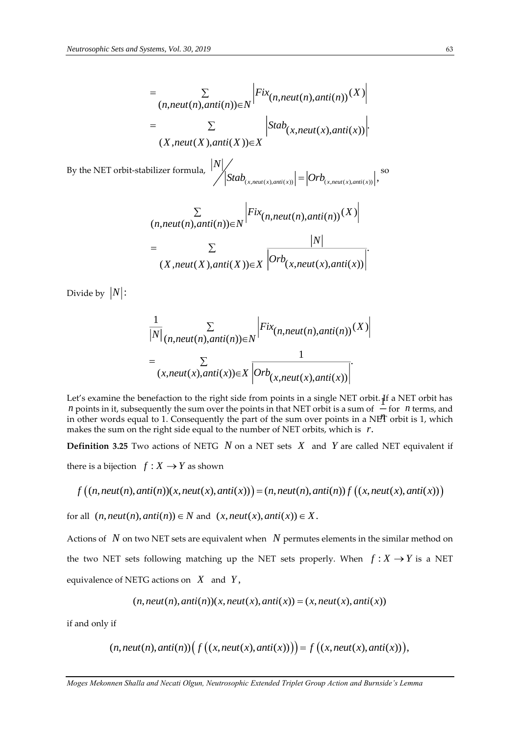$$= \sum_{(n,neut(n),anti(n))\in N} \left|Fix_{(n,neut(n),anti(n))}(X)\right|$$

$$= \sum_{(X,neut(X),anti(X))\in X} \left|Stab_{(x,neut(x),anti(x))}\right|.$$

By the NET orbit-stabilizer formula, $|N| / \left|Stab_{(x,neut(x),anti(x))}\right| = \left|Orb_{(x,neut(x),anti(x))}\right|$, so

$$\sum_{(n,neut(n),anti(n))\in N} \left|Fix_{(n,neut(n),anti(n))}(X)\right|$$

$$= \sum_{(X,neut(X),anti(X))\in X} \frac{|N|}{\left|Orb_{(x,neut(x),anti(x))}\right|}.$$

Divide by $|N|$:

$$\frac{1}{|N|}\sum_{(n,neut(n),anti(n))\in N} \left|Fix_{(n,neut(n),anti(n))}(X)\right|$$

$$= \sum_{(x,neut(x),anti(x))\in X} \frac{1}{\left|Orb_{(x,neut(x),anti(x))}\right|}.$$

Let's examine the benefaction to the right side from points in a single NET orbit. If a NET orbit has $n$ points in it, subsequently the sum over the points in that NET orbit is a sum of $\frac{1}{n}$ for $n$ terms, and in other words equal to 1. Consequently the part of the sum over points in a NET orbit is 1, which makes the sum on the right side equal to the number of NET orbits, which is $r$.

**Definition 3.25** Two actions of NETG $N$ on a NET sets $X$ and $Y$ are called NET equivalent if there is a bijection $f : X \to Y$ as shown

$$f\left((n,neut(n),anti(n))(x,neut(x),anti(x))\right) = (n,neut(n),anti(n))\, f\left((x,neut(x),anti(x))\right)$$

for all $(n,neut(n),anti(n)) \in N$ and $(x,neut(x),anti(x)) \in X$.

Actions of $N$ on two NET sets are equivalent when $N$ permutes elements in the similar method on the two NET sets following matching up the NET sets properly. When $f : X \to Y$ is a NET equivalence of NETG actions on $X$ and $Y$,

$$(n,neut(n),anti(n))(x,neut(x),anti(x)) = (x,neut(x),anti(x))$$

if and only if

$$(n,neut(n),anti(n))\left(f\left((x,neut(x),anti(x))\right)\right) = f\left((x,neut(x),anti(x))\right),$$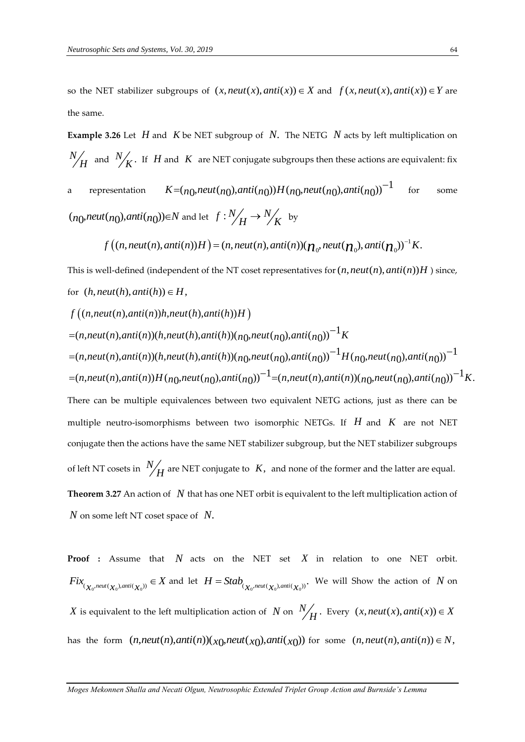so the NET stabilizer subgroups of $(x, neut(x), anti(x)) \in X$ and $f(x, neut(x), anti(x)) \in Y$ are the same.

**Example 3.26** Let $H$ and $K$ be NET subgroup of $N.$ The NETG $N$ acts by left multiplication on $N/H$ and $N/K$. If $H$ and $K$ are NET conjugate subgroups then these actions are equivalent: fix a representation $K=(n_0,neut(n_0),anti(n_0))H(n_0,neut(n_0),anti(n_0))^{-1}$ for some $(n_0,neut(n_0),anti(n_0))\in N$ and let $f: N/H \to N/K$ by

$$f\left((n,neut(n),anti(n))H\right)=(n,neut(n),anti(n))(n_0,neut(n_0),anti(n_0))^{-1}K.$$

This is well-defined (independent of the NT coset representatives for $(n,neut(n),anti(n))H$ ) since, for $(h,neut(h),anti(h)) \in H$,

$$\begin{aligned}
&f\left((n,neut(n),anti(n))h,neut(h),anti(h))H\right)\\
&=(n,neut(n),anti(n))(h,neut(h),anti(h))(n_0,neut(n_0),anti(n_0))^{-1}K\\
&=(n,neut(n),anti(n))(h,neut(h),anti(h))(n_0,neut(n_0),anti(n_0))^{-1}H(n_0,neut(n_0),anti(n_0))^{-1}\\
&=(n,neut(n),anti(n))H(n_0,neut(n_0),anti(n_0))^{-1}=(n,neut(n),anti(n))(n_0,neut(n_0),anti(n_0))^{-1}K.
\end{aligned}$$

There can be multiple equivalences between two equivalent NETG actions, just as there can be multiple neutro-isomorphisms between two isomorphic NETGs. If $H$ and $K$ are not NET conjugate then the actions have the same NET stabilizer subgroup, but the NET stabilizer subgroups of left NT cosets in $N/H$ are NET conjugate to $K,$ and none of the former and the latter are equal.

**Theorem 3.27** An action of $N$ that has one NET orbit is equivalent to the left multiplication action of $N$ on some left NT coset space of $N.$

**Proof :** Assume that $N$ acts on the NET set $X$ in relation to one NET orbit. $Fix_{(x_0,neut(x_0),anti(x_0))} \in X$ and let $H = Stab_{(x_0,neut(x_0),anti(x_0))}$. We will Show the action of $N$ on $X$ is equivalent to the left multiplication action of $N$ on $N/H$. Every $(x,neut(x),anti(x)) \in X$ has the form $(n,neut(n),anti(n))(x_0,neut(x_0),anti(x_0))$ for some $(n,neut(n),anti(n)) \in N,$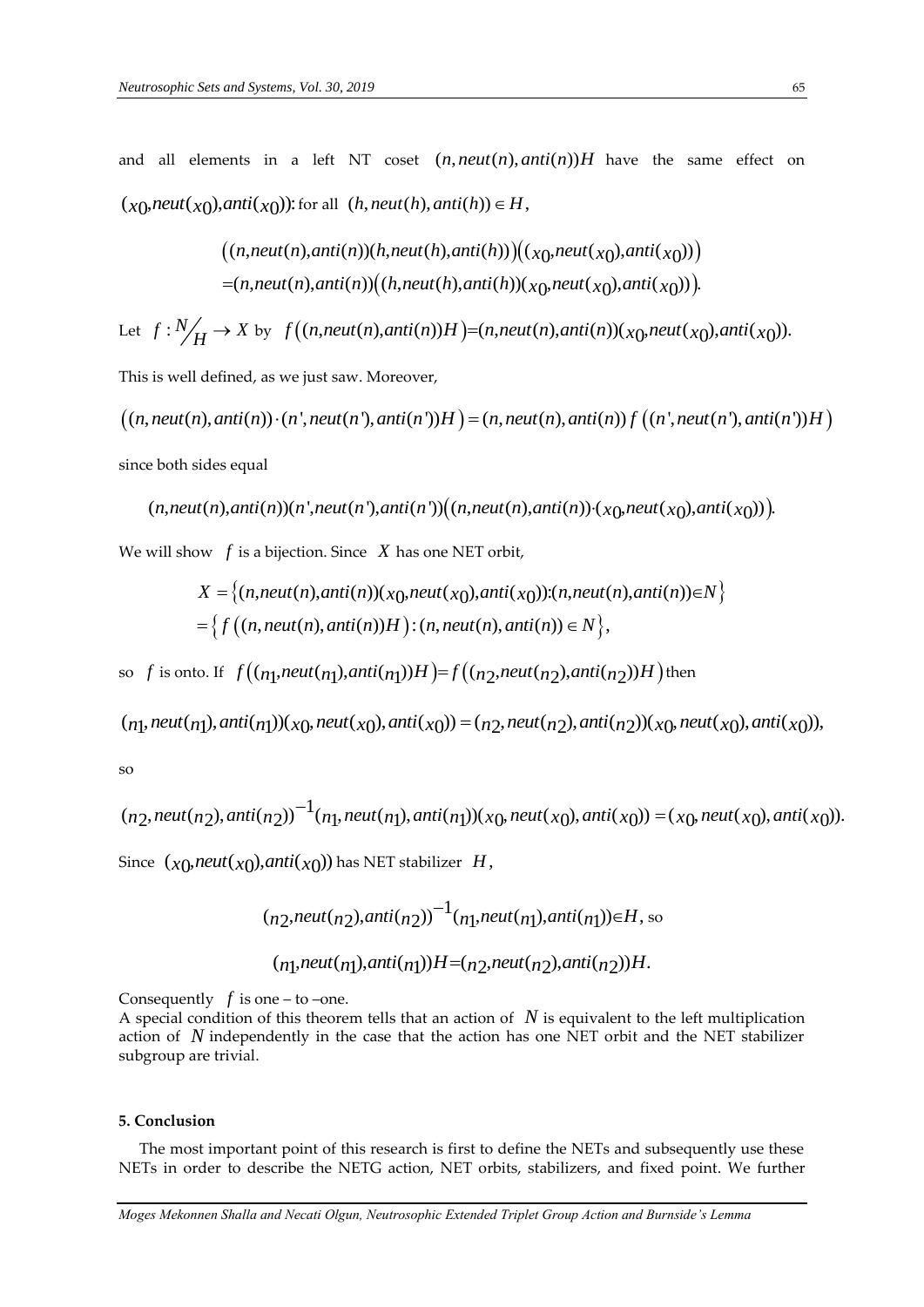and all elements in a left NT coset $(n, neut(n), anti(n))H$ have the same effect on $(x_0, neut(x_0), anti(x_0))$: for all $(h, neut(h), anti(h)) \in H$,

$$\begin{aligned}&\big((n,neut(n),anti(n))(h,neut(h),anti(h))\big)\big((x_0,neut(x_0),anti(x_0))\big)\\&=(n,neut(n),anti(n))\big((h,neut(h),anti(h))(x_0,neut(x_0),anti(x_0))\big).\end{aligned}$$

Let $f : N/H \to X$ by $f\big((n,neut(n),anti(n))H\big)=(n,neut(n),anti(n))(x_0,neut(x_0),anti(x_0))$.

This is well defined, as we just saw. Moreover,

$$\big((n, neut(n), anti(n)) \cdot (n', neut(n'), anti(n'))H\big) = (n, neut(n), anti(n))\, f\,\big((n', neut(n'), anti(n'))H\big)$$

since both sides equal

$$(n,neut(n),anti(n))(n',neut(n'),anti(n'))\big((n,neut(n),anti(n))\cdot(x_0,neut(x_0),anti(x_0))\big).$$

We will show $f$ is a bijection. Since $X$ has one NET orbit,

$$\begin{aligned}X &= \big\{(n,neut(n),anti(n))(x_0,neut(x_0),anti(x_0)):(n,neut(n),anti(n))\in N\big\}\\&= \big\{ f\,\big((n, neut(n), anti(n))H\big) : (n, neut(n), anti(n)) \in N \big\},\end{aligned}$$

so $f$ is onto. If $f\big((n_1,neut(n_1),anti(n_1))H\big)=f\big((n_2,neut(n_2),anti(n_2))H\big)$ then

$$(n_1, neut(n_1), anti(n_1))(x_0, neut(x_0), anti(x_0)) = (n_2, neut(n_2), anti(n_2))(x_0, neut(x_0), anti(x_0)),$$

so

$$(n_2, neut(n_2), anti(n_2))^{-1}(n_1, neut(n_1), anti(n_1))(x_0, neut(x_0), anti(x_0)) = (x_0, neut(x_0), anti(x_0)).$$

Since $(x_0,neut(x_0),anti(x_0))$ has NET stabilizer $H$,

$$(n_2,neut(n_2),anti(n_2))^{-1}(n_1,neut(n_1),anti(n_1))\in H, \text{ so}$$

$$(n_1,neut(n_1),anti(n_1))H=(n_2,neut(n_2),anti(n_2))H.$$

Consequently $f$ is one – to –one.
A special condition of this theorem tells that an action of $N$ is equivalent to the left multiplication action of $N$ independently in the case that the action has one NET orbit and the NET stabilizer subgroup are trivial.

## 5. Conclusion

The most important point of this research is first to define the NETs and subsequently use these NETs in order to describe the NETG action, NET orbits, stabilizers, and fixed point. We further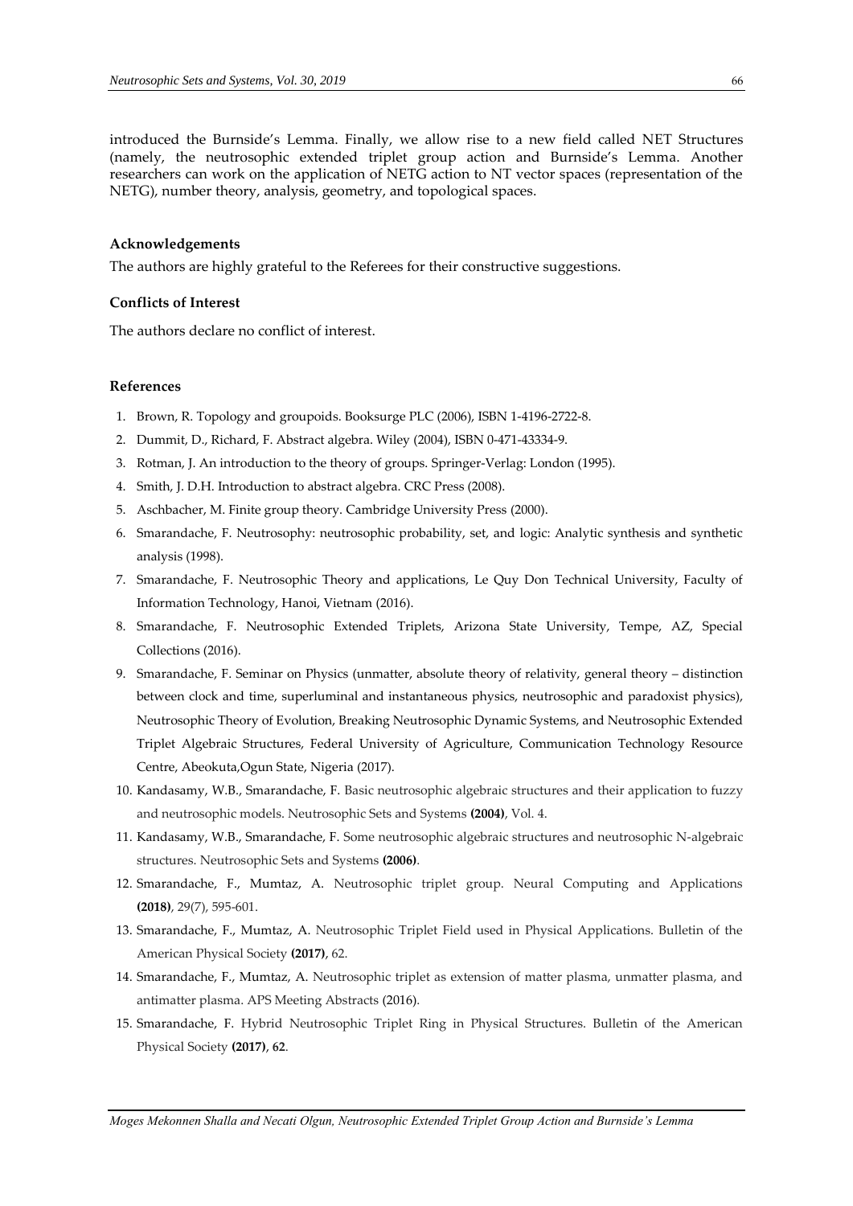introduced the Burnside's Lemma. Finally, we allow rise to a new field called NET Structures (namely, the neutrosophic extended triplet group action and Burnside's Lemma. Another researchers can work on the application of NETG action to NT vector spaces (representation of the NETG), number theory, analysis, geometry, and topological spaces.

**Acknowledgements**

The authors are highly grateful to the Referees for their constructive suggestions.

**Conflicts of Interest**

The authors declare no conflict of interest.

**References**

1. Brown, R. Topology and groupoids. Booksurge PLC (2006), ISBN 1-4196-2722-8.
2. Dummit, D., Richard, F. Abstract algebra. Wiley (2004), ISBN 0-471-43334-9.
3. Rotman, J. An introduction to the theory of groups. Springer-Verlag: London (1995).
4. Smith, J. D.H. Introduction to abstract algebra. CRC Press (2008).
5. Aschbacher, M. Finite group theory. Cambridge University Press (2000).
6. Smarandache, F. Neutrosophy: neutrosophic probability, set, and logic: Analytic synthesis and synthetic analysis (1998).
7. Smarandache, F. Neutrosophic Theory and applications, Le Quy Don Technical University, Faculty of Information Technology, Hanoi, Vietnam (2016).
8. Smarandache, F. Neutrosophic Extended Triplets, Arizona State University, Tempe, AZ, Special Collections (2016).
9. Smarandache, F. Seminar on Physics (unmatter, absolute theory of relativity, general theory – distinction between clock and time, superluminal and instantaneous physics, neutrosophic and paradoxist physics), Neutrosophic Theory of Evolution, Breaking Neutrosophic Dynamic Systems, and Neutrosophic Extended Triplet Algebraic Structures, Federal University of Agriculture, Communication Technology Resource Centre, Abeokuta,Ogun State, Nigeria (2017).
10. Kandasamy, W.B., Smarandache, F. Basic neutrosophic algebraic structures and their application to fuzzy and neutrosophic models. Neutrosophic Sets and Systems **(2004)**, Vol. 4.
11. Kandasamy, W.B., Smarandache, F. Some neutrosophic algebraic structures and neutrosophic N-algebraic structures. Neutrosophic Sets and Systems **(2006)**.
12. Smarandache, F., Mumtaz, A. Neutrosophic triplet group. Neural Computing and Applications **(2018)**, 29(7), 595-601.
13. Smarandache, F., Mumtaz, A. Neutrosophic Triplet Field used in Physical Applications. Bulletin of the American Physical Society **(2017)**, 62.
14. Smarandache, F., Mumtaz, A. Neutrosophic triplet as extension of matter plasma, unmatter plasma, and antimatter plasma. APS Meeting Abstracts (2016).
15. Smarandache, F. Hybrid Neutrosophic Triplet Ring in Physical Structures. Bulletin of the American Physical Society **(2017)**, **62**.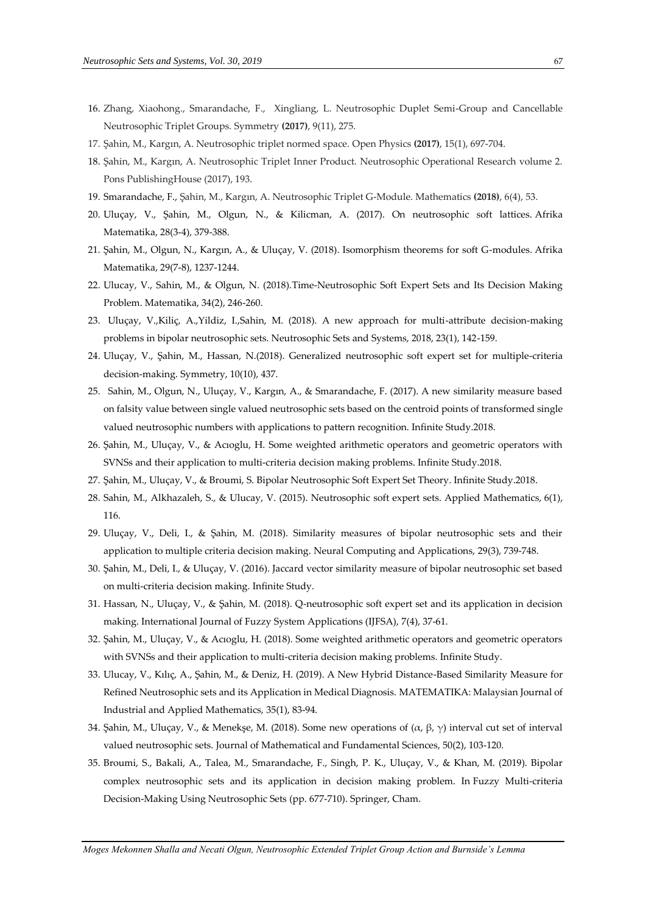16. Zhang, Xiaohong., Smarandache, F., Xingliang, L. Neutrosophic Duplet Semi-Group and Cancellable Neutrosophic Triplet Groups. Symmetry **(2017)**, 9(11), 275.
17. Şahin, M., Kargın, A. Neutrosophic triplet normed space. Open Physics **(2017)**, 15(1), 697-704.
18. Şahin, M., Kargın, A. Neutrosophic Triplet Inner Product. Neutrosophic Operational Research volume 2. Pons PublishingHouse (2017), 193.
19. Smarandache, F., Şahin, M., Kargın, A. Neutrosophic Triplet G-Module. Mathematics **(2018)**, 6(4), 53.
20. Uluçay, V., Şahin, M., Olgun, N., & Kilicman, A. (2017). On neutrosophic soft lattices. Afrika Matematika, 28(3-4), 379-388.
21. Şahin, M., Olgun, N., Kargın, A., & Uluçay, V. (2018). Isomorphism theorems for soft G-modules. Afrika Matematika, 29(7-8), 1237-1244.
22. Ulucay, V., Sahin, M., & Olgun, N. (2018).Time-Neutrosophic Soft Expert Sets and Its Decision Making Problem. Matematika, 34(2), 246-260.
23. Uluçay, V.,Kiliç, A.,Yildiz, I.,Sahin, M. (2018). A new approach for multi-attribute decision-making problems in bipolar neutrosophic sets. Neutrosophic Sets and Systems, 2018, 23(1), 142-159.
24. Uluçay, V., Şahin, M., Hassan, N.(2018). Generalized neutrosophic soft expert set for multiple-criteria decision-making. Symmetry, 10(10), 437.
25. Sahin, M., Olgun, N., Uluçay, V., Kargın, A., & Smarandache, F. (2017). A new similarity measure based on falsity value between single valued neutrosophic sets based on the centroid points of transformed single valued neutrosophic numbers with applications to pattern recognition. Infinite Study.2018.
26. Şahin, M., Uluçay, V., & Acıoglu, H. Some weighted arithmetic operators and geometric operators with SVNSs and their application to multi-criteria decision making problems. Infinite Study.2018.
27. Şahin, M., Uluçay, V., & Broumi, S. Bipolar Neutrosophic Soft Expert Set Theory. Infinite Study.2018.
28. Sahin, M., Alkhazaleh, S., & Ulucay, V. (2015). Neutrosophic soft expert sets. Applied Mathematics, 6(1), 116.
29. Uluçay, V., Deli, I., & Şahin, M. (2018). Similarity measures of bipolar neutrosophic sets and their application to multiple criteria decision making. Neural Computing and Applications, 29(3), 739-748.
30. Şahin, M., Deli, I., & Uluçay, V. (2016). Jaccard vector similarity measure of bipolar neutrosophic set based on multi-criteria decision making. Infinite Study.
31. Hassan, N., Uluçay, V., & Şahin, M. (2018). Q-neutrosophic soft expert set and its application in decision making. International Journal of Fuzzy System Applications (IJFSA), 7(4), 37-61.
32. Şahin, M., Uluçay, V., & Acıoglu, H. (2018). Some weighted arithmetic operators and geometric operators with SVNSs and their application to multi-criteria decision making problems. Infinite Study.
33. Ulucay, V., Kılıç, A., Şahin, M., & Deniz, H. (2019). A New Hybrid Distance-Based Similarity Measure for Refined Neutrosophic sets and its Application in Medical Diagnosis. MATEMATIKA: Malaysian Journal of Industrial and Applied Mathematics, 35(1), 83-94.
34. Şahin, M., Uluçay, V., & Menekşe, M. (2018). Some new operations of ($\alpha$, $\beta$, $\gamma$) interval cut set of interval valued neutrosophic sets. Journal of Mathematical and Fundamental Sciences, 50(2), 103-120.
35. Broumi, S., Bakali, A., Talea, M., Smarandache, F., Singh, P. K., Uluçay, V., & Khan, M. (2019). Bipolar complex neutrosophic sets and its application in decision making problem. In Fuzzy Multi-criteria Decision-Making Using Neutrosophic Sets (pp. 677-710). Springer, Cham.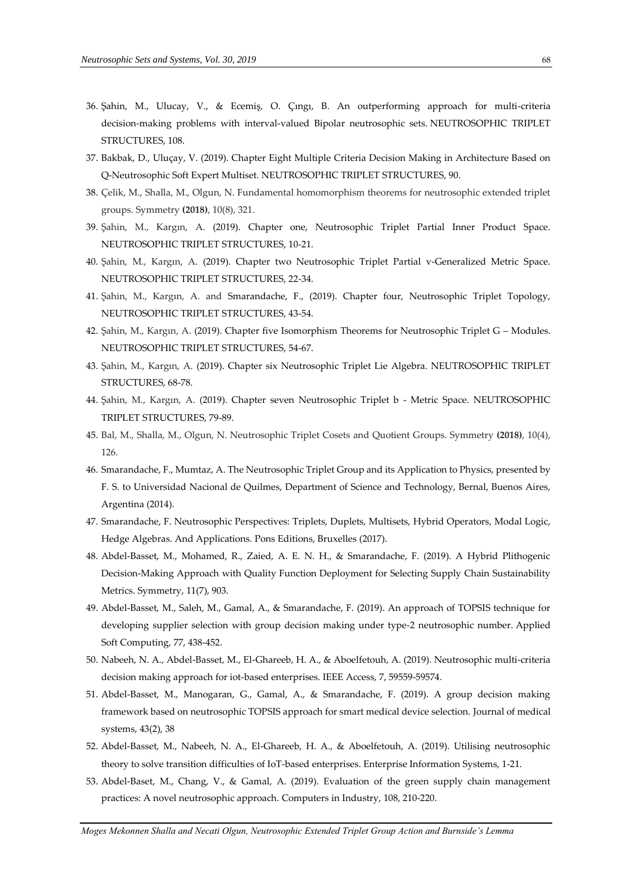36. Şahin, M., Ulucay, V., & Ecemiş, O. Çıngı, B. An outperforming approach for multi-criteria decision-making problems with interval-valued Bipolar neutrosophic sets. NEUTROSOPHIC TRIPLET STRUCTURES, 108.
37. Bakbak, D., Uluçay, V. (2019). Chapter Eight Multiple Criteria Decision Making in Architecture Based on Q-Neutrosophic Soft Expert Multiset. NEUTROSOPHIC TRIPLET STRUCTURES, 90.
38. Çelik, M., Shalla, M., Olgun, N. Fundamental homomorphism theorems for neutrosophic extended triplet groups. Symmetry **(2018)**, 10(8), 321.
39. Şahin, M., Kargın, A. (2019). Chapter one, Neutrosophic Triplet Partial Inner Product Space. NEUTROSOPHIC TRIPLET STRUCTURES, 10-21.
40. Şahin, M., Kargın, A. (2019). Chapter two Neutrosophic Triplet Partial v-Generalized Metric Space. NEUTROSOPHIC TRIPLET STRUCTURES, 22-34.
41. Şahin, M., Kargın, A. and Smarandache, F., (2019). Chapter four, Neutrosophic Triplet Topology, NEUTROSOPHIC TRIPLET STRUCTURES, 43-54.
42. Şahin, M., Kargın, A. (2019). Chapter five Isomorphism Theorems for Neutrosophic Triplet G – Modules. NEUTROSOPHIC TRIPLET STRUCTURES, 54-67.
43. Şahin, M., Kargın, A. (2019). Chapter six Neutrosophic Triplet Lie Algebra. NEUTROSOPHIC TRIPLET STRUCTURES, 68-78.
44. Şahin, M., Kargın, A. (2019). Chapter seven Neutrosophic Triplet b - Metric Space. NEUTROSOPHIC TRIPLET STRUCTURES, 79-89.
45. Bal, M., Shalla, M., Olgun, N. Neutrosophic Triplet Cosets and Quotient Groups. Symmetry **(2018)**, 10(4), 126.
46. Smarandache, F., Mumtaz, A. The Neutrosophic Triplet Group and its Application to Physics, presented by F. S. to Universidad Nacional de Quilmes, Department of Science and Technology, Bernal, Buenos Aires, Argentina (2014).
47. Smarandache, F. Neutrosophic Perspectives: Triplets, Duplets, Multisets, Hybrid Operators, Modal Logic, Hedge Algebras. And Applications. Pons Editions, Bruxelles (2017).
48. Abdel-Basset, M., Mohamed, R., Zaied, A. E. N. H., & Smarandache, F. (2019). A Hybrid Plithogenic Decision-Making Approach with Quality Function Deployment for Selecting Supply Chain Sustainability Metrics. Symmetry, 11(7), 903.
49. Abdel-Basset, M., Saleh, M., Gamal, A., & Smarandache, F. (2019). An approach of TOPSIS technique for developing supplier selection with group decision making under type-2 neutrosophic number. Applied Soft Computing, 77, 438-452.
50. Nabeeh, N. A., Abdel-Basset, M., El-Ghareeb, H. A., & Aboelfetouh, A. (2019). Neutrosophic multi-criteria decision making approach for iot-based enterprises. IEEE Access, 7, 59559-59574.
51. Abdel-Basset, M., Manogaran, G., Gamal, A., & Smarandache, F. (2019). A group decision making framework based on neutrosophic TOPSIS approach for smart medical device selection. Journal of medical systems, 43(2), 38
52. Abdel-Basset, M., Nabeeh, N. A., El-Ghareeb, H. A., & Aboelfetouh, A. (2019). Utilising neutrosophic theory to solve transition difficulties of IoT-based enterprises. Enterprise Information Systems, 1-21.
53. Abdel-Baset, M., Chang, V., & Gamal, A. (2019). Evaluation of the green supply chain management practices: A novel neutrosophic approach. Computers in Industry, 108, 210-220.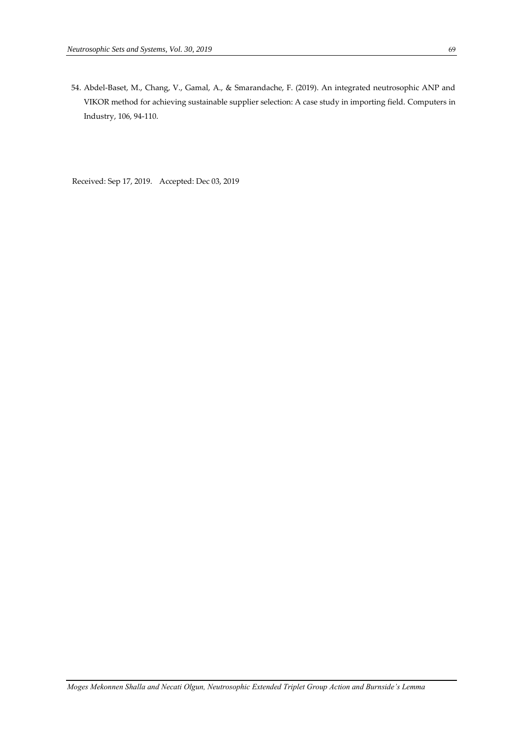54. Abdel-Baset, M., Chang, V., Gamal, A., & Smarandache, F. (2019). An integrated neutrosophic ANP and VIKOR method for achieving sustainable supplier selection: A case study in importing field. Computers in Industry, 106, 94-110.

Received: Sep 17, 2019. Accepted: Dec 03, 2019